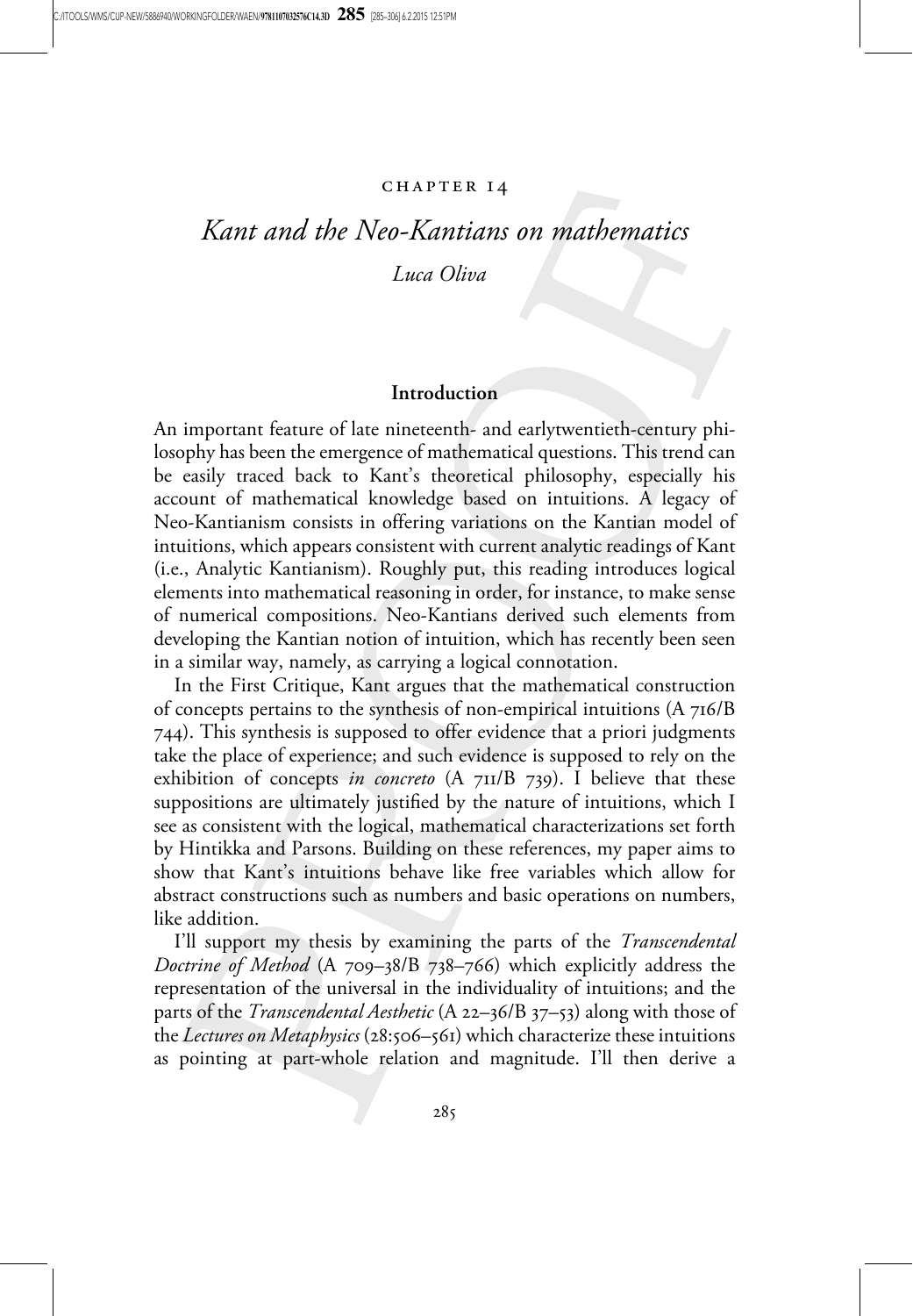CHAPTER 14

# *Kant and the Neo-Kantians on mathematics*

*Luca Oliva*

## Introduction

An important feature of late nineteenth- and earlytwentieth-century philosophy has been the emergence of mathematical questions. This trend can be easily traced back to Kant's theoretical philosophy, especially his account of mathematical knowledge based on intuitions. A legacy of Neo-Kantianism consists in offering variations on the Kantian model of intuitions, which appears consistent with current analytic readings of Kant (i.e., Analytic Kantianism). Roughly put, this reading introduces logical elements into mathematical reasoning in order, for instance, to make sense of numerical compositions. Neo-Kantians derived such elements from developing the Kantian notion of intuition, which has recently been seen in a similar way, namely, as carrying a logical connotation.

In the First Critique, Kant argues that the mathematical construction of concepts pertains to the synthesis of non-empirical intuitions (A 716/B 744). This synthesis is supposed to offer evidence that a priori judgments take the place of experience; and such evidence is supposed to rely on the exhibition of concepts *in concreto* (A 711/B 739). I believe that these suppositions are ultimately justified by the nature of intuitions, which I see as consistent with the logical, mathematical characterizations set forth by Hintikka and Parsons. Building on these references, my paper aims to show that Kant's intuitions behave like free variables which allow for abstract constructions such as numbers and basic operations on numbers, like addition.

I'll support my thesis by examining the parts of the *Transcendental Doctrine of Method* (A 709–38/B 738–766) which explicitly address the representation of the universal in the individuality of intuitions; and the parts of the *Transcendental Aesthetic* (A 22–36/B 37–53) along with those of the *Lectures on Metaphysics* (28:506–561) which characterize these intuitions as pointing at part-whole relation and magnitude. I'll then derive a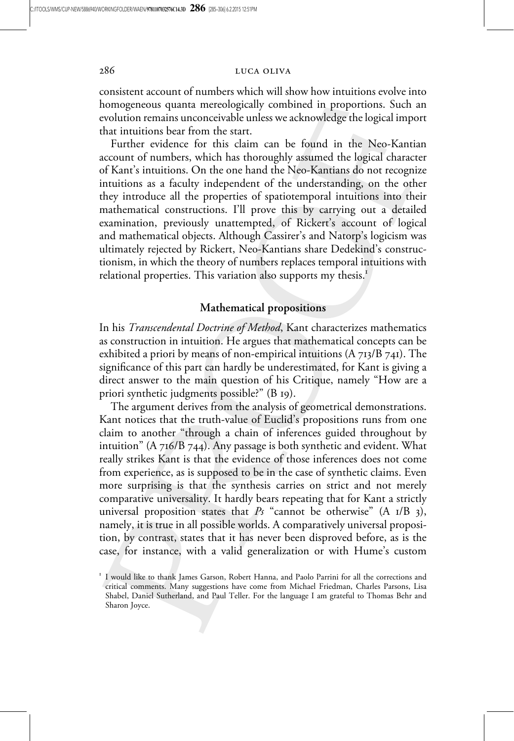consistent account of numbers which will show how intuitions evolve into homogeneous quanta mereologically combined in proportions. Such an evolution remains unconceivable unless we acknowledge the logical import that intuitions bear from the start.

Further evidence for this claim can be found in the Neo-Kantian account of numbers, which has thoroughly assumed the logical character of Kant's intuitions. On the one hand the Neo-Kantians do not recognize intuitions as a faculty independent of the understanding, on the other they introduce all the properties of spatiotemporal intuitions into their mathematical constructions. I'll prove this by carrying out a detailed examination, previously unattempted, of Rickert's account of logical and mathematical objects. Although Cassirer's and Natorp's logicism was ultimately rejected by Rickert, Neo-Kantians share Dedekind's constructionism, in which the theory of numbers replaces temporal intuitions with relational properties. This variation also supports my thesis.[1]

## Mathematical propositions

In his *Transcendental Doctrine of Method*, Kant characterizes mathematics as construction in intuition. He argues that mathematical concepts can be exhibited a priori by means of non-empirical intuitions (A 713/B 741). The significance of this part can hardly be underestimated, for Kant is giving a direct answer to the main question of his Critique, namely "How are a priori synthetic judgments possible?" (B 19).

The argument derives from the analysis of geometrical demonstrations. Kant notices that the truth-value of Euclid's propositions runs from one claim to another "through a chain of inferences guided throughout by intuition" (A 716/B 744). Any passage is both synthetic and evident. What really strikes Kant is that the evidence of those inferences does not come from experience, as is supposed to be in the case of synthetic claims. Even more surprising is that the synthesis carries on strict and not merely comparative universality. It hardly bears repeating that for Kant a strictly universal proposition states that *Ps* "cannot be otherwise" (A 1/B 3), namely, it is true in all possible worlds. A comparatively universal proposition, by contrast, states that it has never been disproved before, as is the case, for instance, with a valid generalization or with Hume's custom

[1] I would like to thank James Garson, Robert Hanna, and Paolo Parrini for all the corrections and critical comments. Many suggestions have come from Michael Friedman, Charles Parsons, Lisa Shabel, Daniel Sutherland, and Paul Teller. For the language I am grateful to Thomas Behr and Sharon Joyce.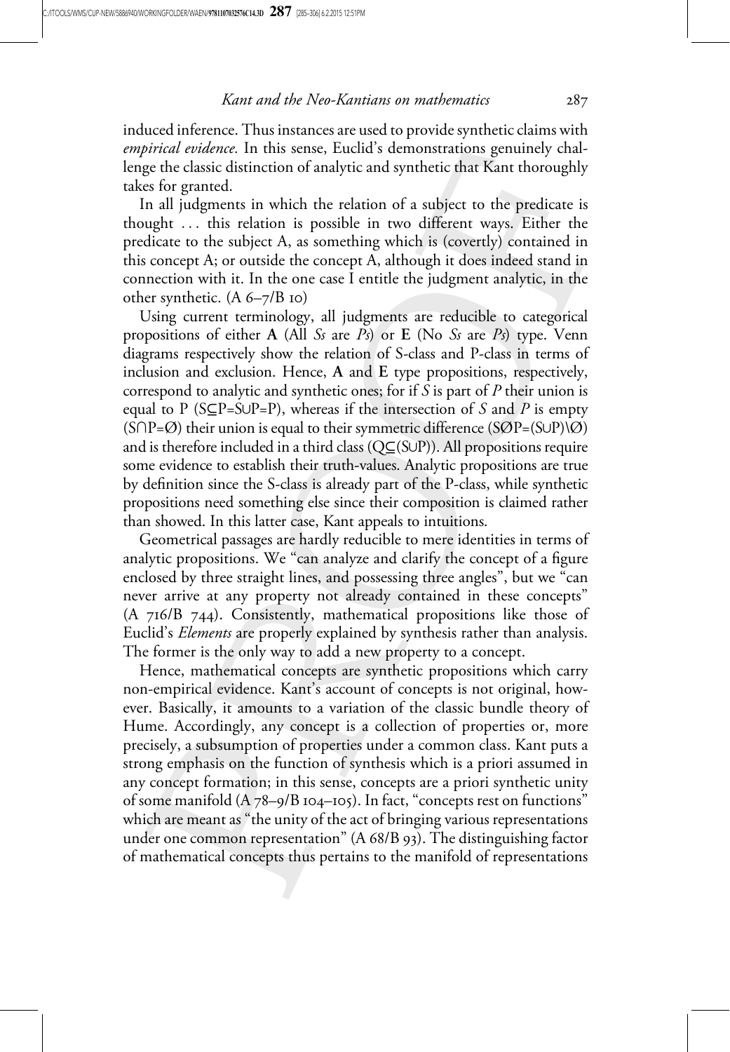induced inference. Thus instances are used to provide synthetic claims with *empirical evidence.* In this sense, Euclid's demonstrations genuinely challenge the classic distinction of analytic and synthetic that Kant thoroughly takes for granted.

> In all judgments in which the relation of a subject to the predicate is thought … this relation is possible in two different ways. Either the predicate to the subject A, as something which is (covertly) contained in this concept A; or outside the concept A, although it does indeed stand in connection with it. In the one case I entitle the judgment analytic, in the other synthetic. (A 6–7/B 10)

Using current terminology, all judgments are reducible to categorical propositions of either **A** (All *Ss* are *Ps*) or **E** (No *Ss* are *Ps*) type. Venn diagrams respectively show the relation of S-class and P-class in terms of inclusion and exclusion. Hence, **A** and **E** type propositions, respectively, correspond to analytic and synthetic ones; for if *S* is part of *P* their union is equal to P ($S \subseteq P = S \cup P = P$), whereas if the intersection of *S* and *P* is empty ($S \cap P = \emptyset$) their union is equal to their symmetric difference ($S \emptyset P = (S \cup P) \setminus \emptyset$) and is therefore included in a third class ($Q \subseteq (S \cup P)$). All propositions require some evidence to establish their truth-values. Analytic propositions are true by definition since the S-class is already part of the P-class, while synthetic propositions need something else since their composition is claimed rather than showed. In this latter case, Kant appeals to intuitions.

Geometrical passages are hardly reducible to mere identities in terms of analytic propositions. We "can analyze and clarify the concept of a figure enclosed by three straight lines, and possessing three angles", but we "can never arrive at any property not already contained in these concepts" (A 716/B 744). Consistently, mathematical propositions like those of Euclid's *Elements* are properly explained by synthesis rather than analysis. The former is the only way to add a new property to a concept.

Hence, mathematical concepts are synthetic propositions which carry non-empirical evidence. Kant's account of concepts is not original, however. Basically, it amounts to a variation of the classic bundle theory of Hume. Accordingly, any concept is a collection of properties or, more precisely, a subsumption of properties under a common class. Kant puts a strong emphasis on the function of synthesis which is a priori assumed in any concept formation; in this sense, concepts are a priori synthetic unity of some manifold (A 78–9/B 104–105). In fact, "concepts rest on functions" which are meant as "the unity of the act of bringing various representations under one common representation" (A 68/B 93). The distinguishing factor of mathematical concepts thus pertains to the manifold of representations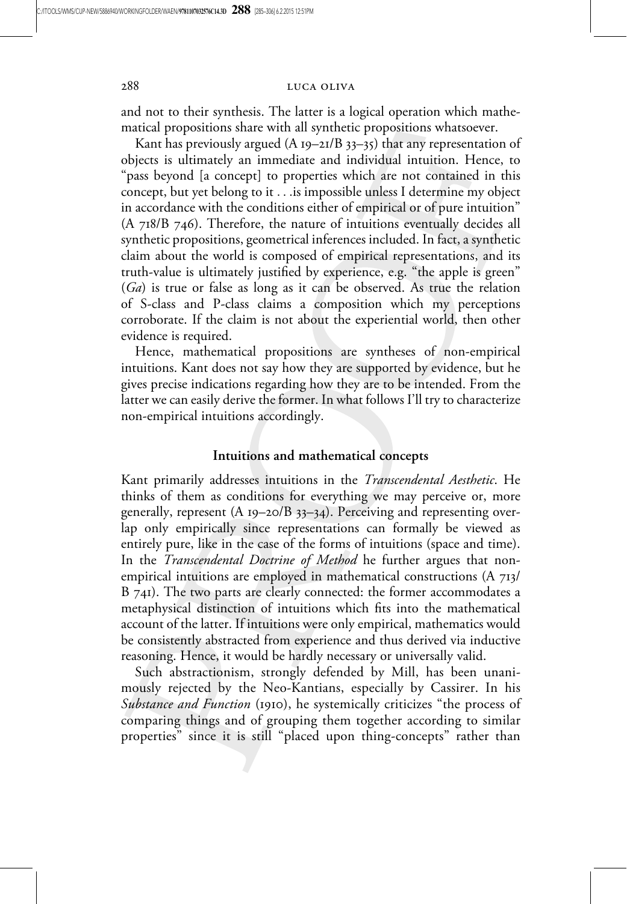and not to their synthesis. The latter is a logical operation which mathematical propositions share with all synthetic propositions whatsoever.

Kant has previously argued (A 19–21/B 33–35) that any representation of objects is ultimately an immediate and individual intuition. Hence, to "pass beyond [a concept] to properties which are not contained in this concept, but yet belong to it . . .is impossible unless I determine my object in accordance with the conditions either of empirical or of pure intuition" (A 718/B 746). Therefore, the nature of intuitions eventually decides all synthetic propositions, geometrical inferences included. In fact, a synthetic claim about the world is composed of empirical representations, and its truth-value is ultimately justified by experience, e.g. "the apple is green" (*Ga*) is true or false as long as it can be observed. As true the relation of S-class and P-class claims a composition which my perceptions corroborate. If the claim is not about the experiential world, then other evidence is required.

Hence, mathematical propositions are syntheses of non-empirical intuitions. Kant does not say how they are supported by evidence, but he gives precise indications regarding how they are to be intended. From the latter we can easily derive the former. In what follows I'll try to characterize non-empirical intuitions accordingly.

## Intuitions and mathematical concepts

Kant primarily addresses intuitions in the *Transcendental Aesthetic*. He thinks of them as conditions for everything we may perceive or, more generally, represent (A 19–20/B 33–34). Perceiving and representing overlap only empirically since representations can formally be viewed as entirely pure, like in the case of the forms of intuitions (space and time). In the *Transcendental Doctrine of Method* he further argues that non-empirical intuitions are employed in mathematical constructions (A 713/B 741). The two parts are clearly connected: the former accommodates a metaphysical distinction of intuitions which fits into the mathematical account of the latter. If intuitions were only empirical, mathematics would be consistently abstracted from experience and thus derived via inductive reasoning. Hence, it would be hardly necessary or universally valid.

Such abstractionism, strongly defended by Mill, has been unanimously rejected by the Neo-Kantians, especially by Cassirer. In his *Substance and Function* (1910), he systemically criticizes "the process of comparing things and of grouping them together according to similar properties" since it is still "placed upon thing-concepts" rather than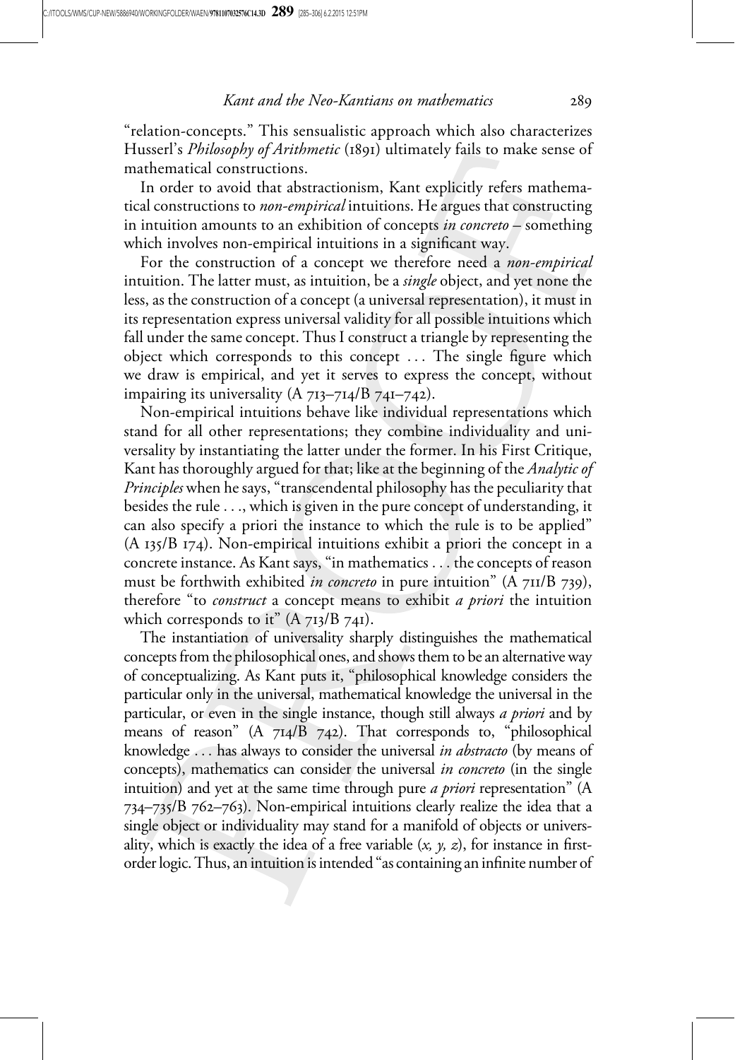"relation-concepts." This sensualistic approach which also characterizes Husserl's *Philosophy of Arithmetic* (1891) ultimately fails to make sense of mathematical constructions.

In order to avoid that abstractionism, Kant explicitly refers mathematical constructions to *non-empirical* intuitions. He argues that constructing in intuition amounts to an exhibition of concepts *in concreto* – something which involves non-empirical intuitions in a significant way.

> For the construction of a concept we therefore need a *non-empirical* intuition. The latter must, as intuition, be a *single* object, and yet none the less, as the construction of a concept (a universal representation), it must in its representation express universal validity for all possible intuitions which fall under the same concept. Thus I construct a triangle by representing the object which corresponds to this concept . . . The single figure which we draw is empirical, and yet it serves to express the concept, without impairing its universality (A 713–714/B 741–742).

Non-empirical intuitions behave like individual representations which stand for all other representations; they combine individuality and universality by instantiating the latter under the former. In his First Critique, Kant has thoroughly argued for that; like at the beginning of the *Analytic of Principles* when he says, "transcendental philosophy has the peculiarity that besides the rule . . ., which is given in the pure concept of understanding, it can also specify a priori the instance to which the rule is to be applied" (A 135/B 174). Non-empirical intuitions exhibit a priori the concept in a concrete instance. As Kant says, "in mathematics . . . the concepts of reason must be forthwith exhibited *in concreto* in pure intuition" (A 711/B 739), therefore "to *construct* a concept means to exhibit *a priori* the intuition which corresponds to it" (A 713/B 741).

The instantiation of universality sharply distinguishes the mathematical concepts from the philosophical ones, and shows them to be an alternative way of conceptualizing. As Kant puts it, "philosophical knowledge considers the particular only in the universal, mathematical knowledge the universal in the particular, or even in the single instance, though still always *a priori* and by means of reason" (A 714/B 742). That corresponds to, "philosophical knowledge . . . has always to consider the universal *in abstracto* (by means of concepts), mathematics can consider the universal *in concreto* (in the single intuition) and yet at the same time through pure *a priori* representation" (A 734–735/B 762–763). Non-empirical intuitions clearly realize the idea that a single object or individuality may stand for a manifold of objects or universality, which is exactly the idea of a free variable (*x, y, z*), for instance in first-order logic. Thus, an intuition is intended "as containing an infinite number of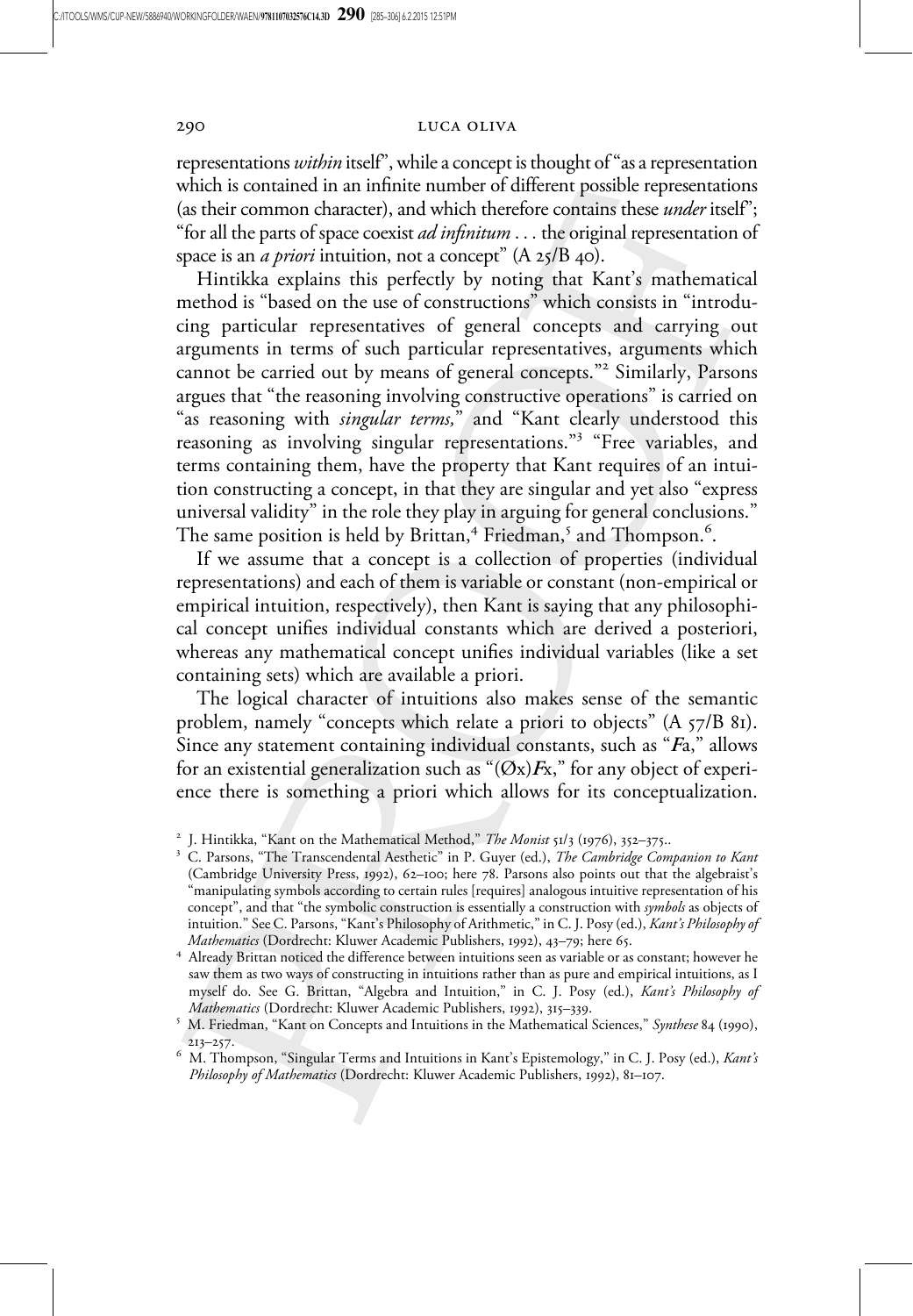representations *within* itself", while a concept is thought of "as a representation which is contained in an infinite number of different possible representations (as their common character), and which therefore contains these *under* itself"; "for all the parts of space coexist *ad infinitum* . . . the original representation of space is an *a priori* intuition, not a concept" (A 25/B 40).

Hintikka explains this perfectly by noting that Kant's mathematical method is "based on the use of constructions" which consists in "introducing particular representatives of general concepts and carrying out arguments in terms of such particular representatives, arguments which cannot be carried out by means of general concepts."[2] Similarly, Parsons argues that "the reasoning involving constructive operations" is carried on "as reasoning with *singular terms,*" and "Kant clearly understood this reasoning as involving singular representations."[3] "Free variables, and terms containing them, have the property that Kant requires of an intuition constructing a concept, in that they are singular and yet also "express universal validity" in the role they play in arguing for general conclusions." The same position is held by Brittan,[4] Friedman,[5] and Thompson.[6].

If we assume that a concept is a collection of properties (individual representations) and each of them is variable or constant (non-empirical or empirical intuition, respectively), then Kant is saying that any philosophical concept unifies individual constants which are derived a posteriori, whereas any mathematical concept unifies individual variables (like a set containing sets) which are available a priori.

The logical character of intuitions also makes sense of the semantic problem, namely "concepts which relate a priori to objects" (A 57/B 81). Since any statement containing individual constants, such as "***F***a," allows for an existential generalization such as "(Øx)***F***x," for any object of experience there is something a priori which allows for its conceptualization.

[2] J. Hintikka, "Kant on the Mathematical Method," *The Monist* 51/3 (1976), 352–375..

[3] C. Parsons, "The Transcendental Aesthetic" in P. Guyer (ed.), *The Cambridge Companion to Kant* (Cambridge University Press, 1992), 62–100; here 78. Parsons also points out that the algebraist's "manipulating symbols according to certain rules [requires] analogous intuitive representation of his concept", and that "the symbolic construction is essentially a construction with *symbols* as objects of intuition." See C. Parsons, "Kant's Philosophy of Arithmetic," in C. J. Posy (ed.), *Kant's Philosophy of Mathematics* (Dordrecht: Kluwer Academic Publishers, 1992), 43–79; here 65.

[4] Already Brittan noticed the difference between intuitions seen as variable or as constant; however he saw them as two ways of constructing in intuitions rather than as pure and empirical intuitions, as I myself do. See G. Brittan, "Algebra and Intuition," in C. J. Posy (ed.), *Kant's Philosophy of Mathematics* (Dordrecht: Kluwer Academic Publishers, 1992), 315–339.

[5] M. Friedman, "Kant on Concepts and Intuitions in the Mathematical Sciences," *Synthese* 84 (1990), 213–257.

[6] M. Thompson, "Singular Terms and Intuitions in Kant's Epistemology," in C. J. Posy (ed.), *Kant's Philosophy of Mathematics* (Dordrecht: Kluwer Academic Publishers, 1992), 81–107.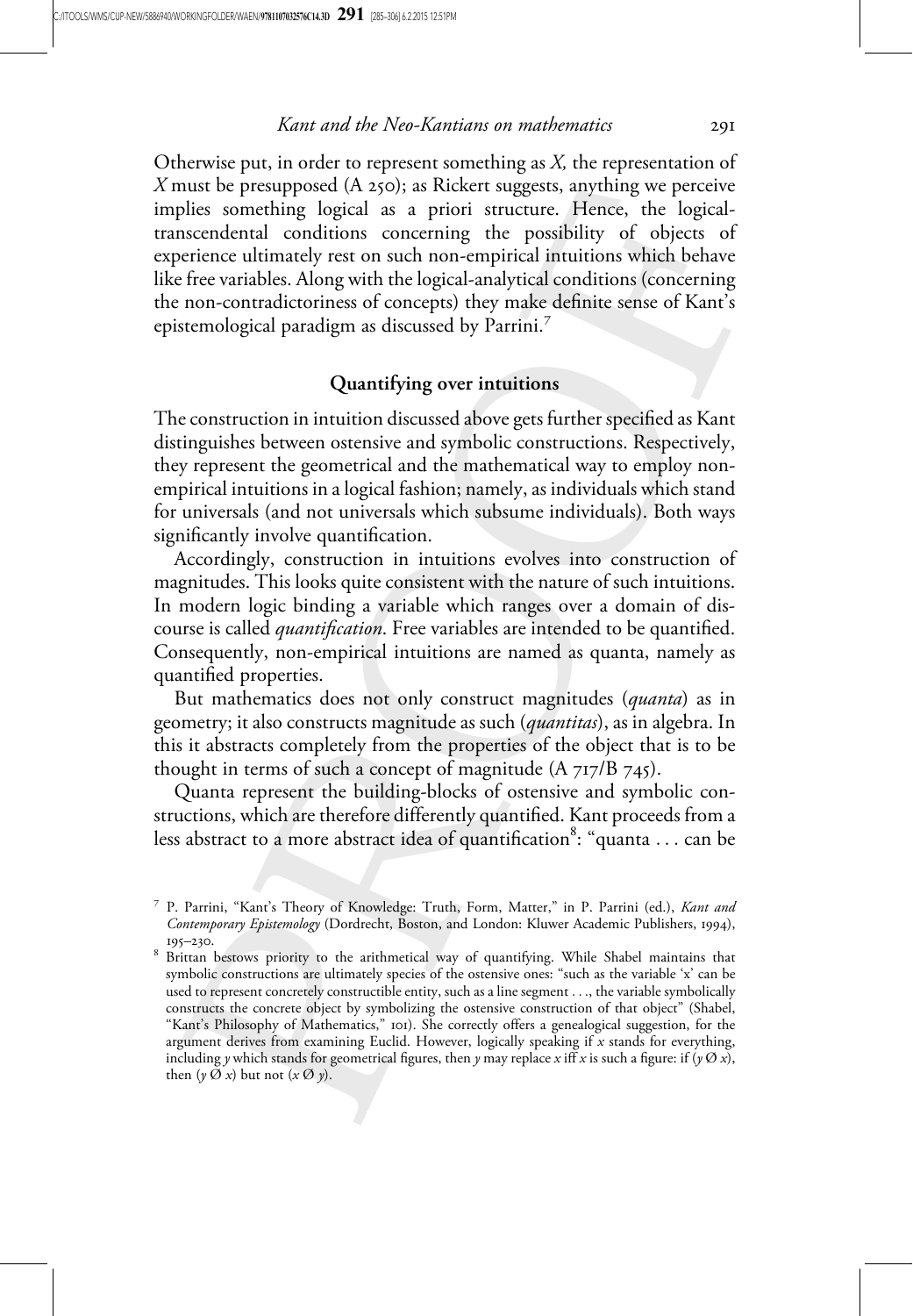Otherwise put, in order to represent something as *X*, the representation of *X* must be presupposed (A 250); as Rickert suggests, anything we perceive implies something logical as a priori structure. Hence, the logical-transcendental conditions concerning the possibility of objects of experience ultimately rest on such non-empirical intuitions which behave like free variables. Along with the logical-analytical conditions (concerning the non-contradictoriness of concepts) they make definite sense of Kant's epistemological paradigm as discussed by Parrini.[7]

## Quantifying over intuitions

The construction in intuition discussed above gets further specified as Kant distinguishes between ostensive and symbolic constructions. Respectively, they represent the geometrical and the mathematical way to employ non-empirical intuitions in a logical fashion; namely, as individuals which stand for universals (and not universals which subsume individuals). Both ways significantly involve quantification.

Accordingly, construction in intuitions evolves into construction of magnitudes. This looks quite consistent with the nature of such intuitions. In modern logic binding a variable which ranges over a domain of discourse is called *quantification*. Free variables are intended to be quantified. Consequently, non-empirical intuitions are named as quanta, namely as quantified properties.

But mathematics does not only construct magnitudes (*quanta*) as in geometry; it also constructs magnitude as such (*quantitas*), as in algebra. In this it abstracts completely from the properties of the object that is to be thought in terms of such a concept of magnitude (A 717/B 745).

Quanta represent the building-blocks of ostensive and symbolic constructions, which are therefore differently quantified. Kant proceeds from a less abstract to a more abstract idea of quantification[8]: "quanta . . . can be

[7] P. Parrini, "Kant's Theory of Knowledge: Truth, Form, Matter," in P. Parrini (ed.), *Kant and Contemporary Epistemology* (Dordrecht, Boston, and London: Kluwer Academic Publishers, 1994), 195–230.

[8] Brittan bestows priority to the arithmetical way of quantifying. While Shabel maintains that symbolic constructions are ultimately species of the ostensive ones: "such as the variable 'x' can be used to represent concretely constructible entity, such as a line segment . . ., the variable symbolically constructs the concrete object by symbolizing the ostensive construction of that object" (Shabel, "Kant's Philosophy of Mathematics," 101). She correctly offers a genealogical suggestion, for the argument derives from examining Euclid. However, logically speaking if *x* stands for everything, including *y* which stands for geometrical figures, then *y* may replace *x* iff *x* is such a figure: if ($y \varnothing x$), then ($y \varnothing x$) but not ($x \varnothing y$).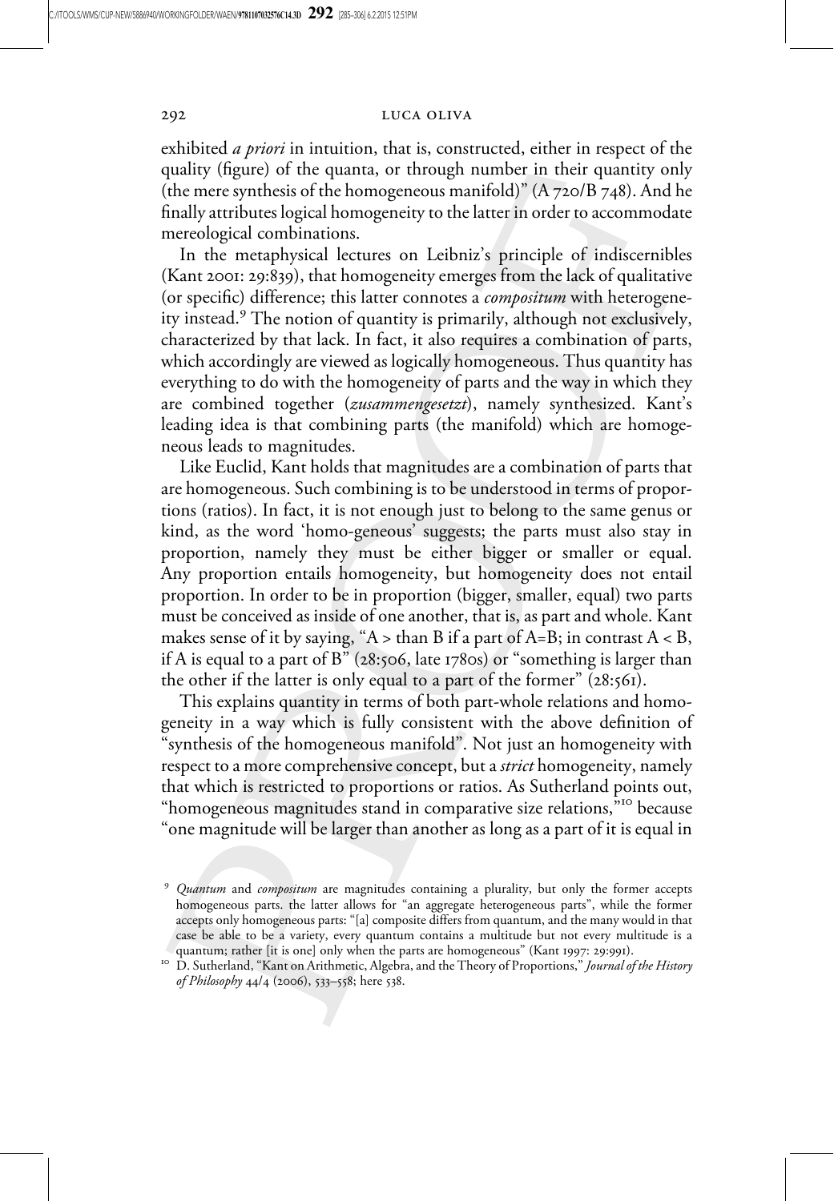exhibited *a priori* in intuition, that is, constructed, either in respect of the quality (figure) of the quanta, or through number in their quantity only (the mere synthesis of the homogeneous manifold)" (A 720/B 748). And he finally attributes logical homogeneity to the latter in order to accommodate mereological combinations.

In the metaphysical lectures on Leibniz's principle of indiscernibles (Kant 2001: 29:839), that homogeneity emerges from the lack of qualitative (or specific) difference; this latter connotes a *compositum* with heterogeneity instead.[9] The notion of quantity is primarily, although not exclusively, characterized by that lack. In fact, it also requires a combination of parts, which accordingly are viewed as logically homogeneous. Thus quantity has everything to do with the homogeneity of parts and the way in which they are combined together (*zusammengesetzt*), namely synthesized. Kant's leading idea is that combining parts (the manifold) which are homogeneous leads to magnitudes.

Like Euclid, Kant holds that magnitudes are a combination of parts that are homogeneous. Such combining is to be understood in terms of proportions (ratios). In fact, it is not enough just to belong to the same genus or kind, as the word 'homo-geneous' suggests; the parts must also stay in proportion, namely they must be either bigger or smaller or equal. Any proportion entails homogeneity, but homogeneity does not entail proportion. In order to be in proportion (bigger, smaller, equal) two parts must be conceived as inside of one another, that is, as part and whole. Kant makes sense of it by saying, "A > than B if a part of A=B; in contrast A < B, if A is equal to a part of B" (28:506, late 1780s) or "something is larger than the other if the latter is only equal to a part of the former" (28:561).

This explains quantity in terms of both part-whole relations and homogeneity in a way which is fully consistent with the above definition of "synthesis of the homogeneous manifold". Not just an homogeneity with respect to a more comprehensive concept, but a *strict* homogeneity, namely that which is restricted to proportions or ratios. As Sutherland points out, "homogeneous magnitudes stand in comparative size relations,"[10] because "one magnitude will be larger than another as long as a part of it is equal in

[9] *Quantum* and *compositum* are magnitudes containing a plurality, but only the former accepts homogeneous parts. the latter allows for "an aggregate heterogeneous parts", while the former accepts only homogeneous parts: "[a] composite differs from quantum, and the many would in that case be able to be a variety, every quantum contains a multitude but not every multitude is a quantum; rather [it is one] only when the parts are homogeneous" (Kant 1997: 29:991).

[10] D. Sutherland, "Kant on Arithmetic, Algebra, and the Theory of Proportions," *Journal of the History of Philosophy* 44/4 (2006), 533–558; here 538.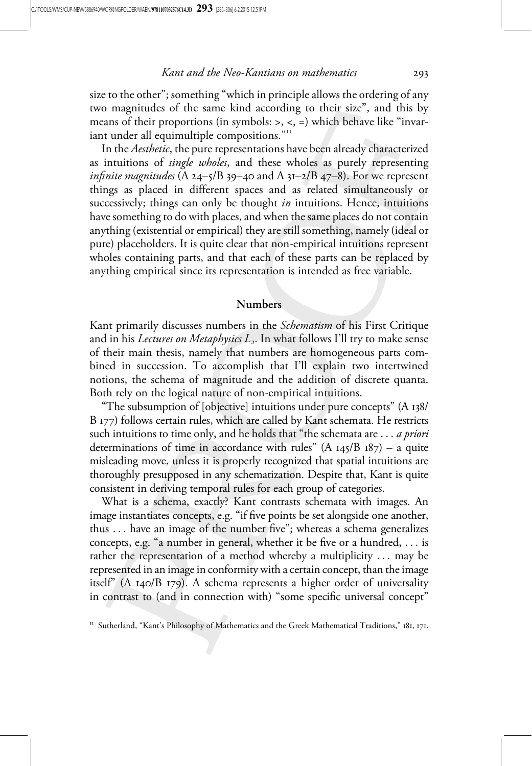size to the other"; something "which in principle allows the ordering of any two magnitudes of the same kind according to their size", and this by means of their proportions (in symbols: >, <, =) which behave like "invariant under all equimultiple compositions."[11]

In the *Aesthetic*, the pure representations have been already characterized as intuitions of *single wholes*, and these wholes as purely representing *infinite magnitudes* (A 24–5/B 39–40 and A 31–2/B 47–8). For we represent things as placed in different spaces and as related simultaneously or successively; things can only be thought *in* intuitions. Hence, intuitions have something to do with places, and when the same places do not contain anything (existential or empirical) they are still something, namely (ideal or pure) placeholders. It is quite clear that non-empirical intuitions represent wholes containing parts, and that each of these parts can be replaced by anything empirical since its representation is intended as free variable.

## Numbers

Kant primarily discusses numbers in the *Schematism* of his First Critique and in his *Lectures on Metaphysics* $L_2$. In what follows I'll try to make sense of their main thesis, namely that numbers are homogeneous parts combined in succession. To accomplish that I'll explain two intertwined notions, the schema of magnitude and the addition of discrete quanta. Both rely on the logical nature of non-empirical intuitions.

"The subsumption of [objective] intuitions under pure concepts" (A 138/B 177) follows certain rules, which are called by Kant schemata. He restricts such intuitions to time only, and he holds that "the schemata are . . . *a priori* determinations of time in accordance with rules" (A 145/B 187) – a quite misleading move, unless it is properly recognized that spatial intuitions are thoroughly presupposed in any schematization. Despite that, Kant is quite consistent in deriving temporal rules for each group of categories.

What is a schema, exactly? Kant contrasts schemata with images. An image instantiates concepts, e.g. "if five points be set alongside one another, thus . . . have an image of the number five"; whereas a schema generalizes concepts, e.g. "a number in general, whether it be five or a hundred, . . . is rather the representation of a method whereby a multiplicity . . . may be represented in an image in conformity with a certain concept, than the image itself" (A 140/B 179). A schema represents a higher order of universality in contrast to (and in connection with) "some specific universal concept"

[11] Sutherland, "Kant's Philosophy of Mathematics and the Greek Mathematical Traditions," 181, 171.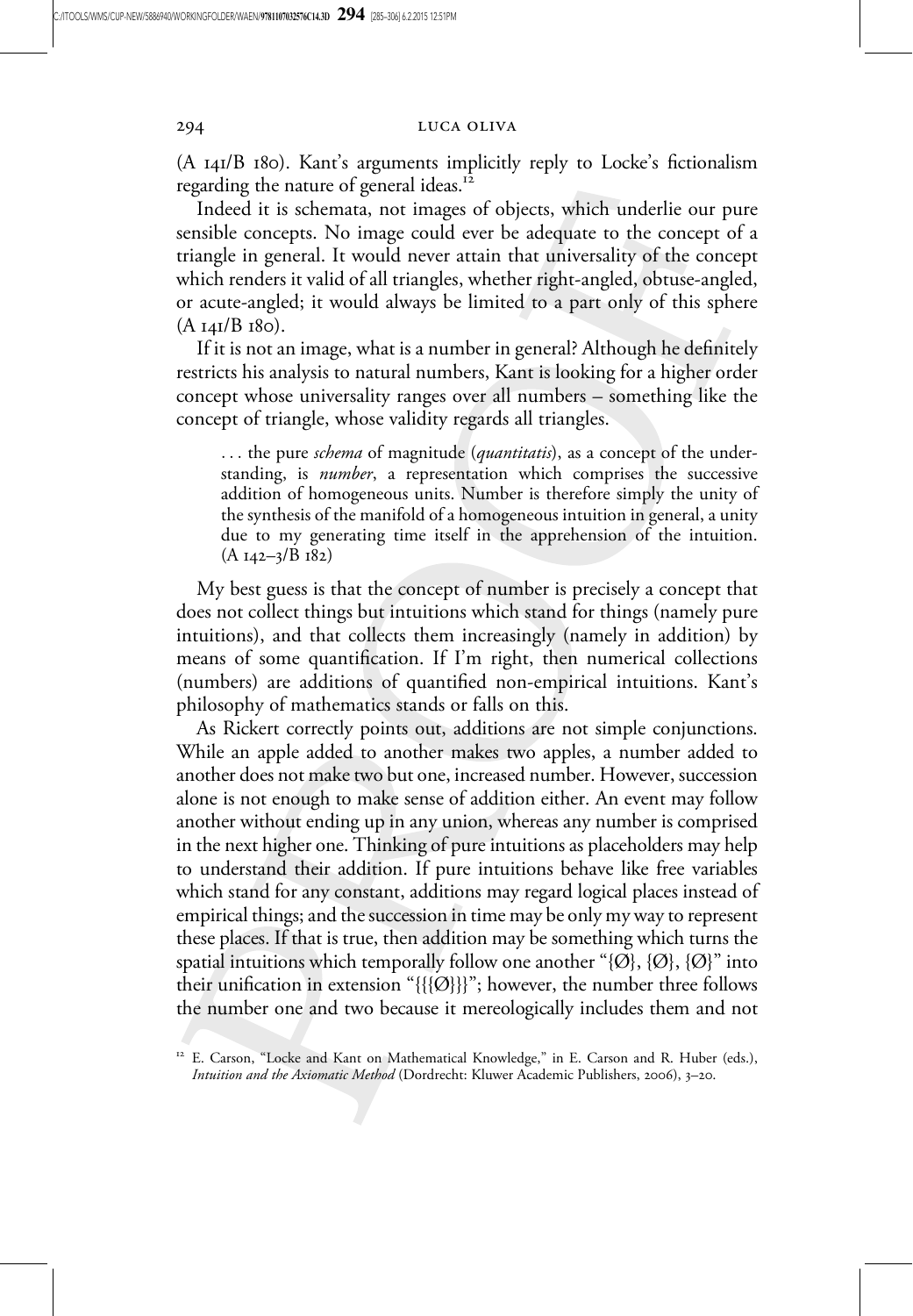(A 141/B 180). Kant's arguments implicitly reply to Locke's fictionalism regarding the nature of general ideas.[12]

Indeed it is schemata, not images of objects, which underlie our pure sensible concepts. No image could ever be adequate to the concept of a triangle in general. It would never attain that universality of the concept which renders it valid of all triangles, whether right-angled, obtuse-angled, or acute-angled; it would always be limited to a part only of this sphere (A 141/B 180).

If it is not an image, what is a number in general? Although he definitely restricts his analysis to natural numbers, Kant is looking for a higher order concept whose universality ranges over all numbers – something like the concept of triangle, whose validity regards all triangles.

> . . . the pure *schema* of magnitude (*quantitatis*), as a concept of the understanding, is *number*, a representation which comprises the successive addition of homogeneous units. Number is therefore simply the unity of the synthesis of the manifold of a homogeneous intuition in general, a unity due to my generating time itself in the apprehension of the intuition. (A 142–3/B 182)

My best guess is that the concept of number is precisely a concept that does not collect things but intuitions which stand for things (namely pure intuitions), and that collects them increasingly (namely in addition) by means of some quantification. If I'm right, then numerical collections (numbers) are additions of quantified non-empirical intuitions. Kant's philosophy of mathematics stands or falls on this.

As Rickert correctly points out, additions are not simple conjunctions. While an apple added to another makes two apples, a number added to another does not make two but one, increased number. However, succession alone is not enough to make sense of addition either. An event may follow another without ending up in any union, whereas any number is comprised in the next higher one. Thinking of pure intuitions as placeholders may help to understand their addition. If pure intuitions behave like free variables which stand for any constant, additions may regard logical places instead of empirical things; and the succession in time may be only my way to represent these places. If that is true, then addition may be something which turns the spatial intuitions which temporally follow one another "{Ø}, {Ø}, {Ø}" into their unification in extension "{{{Ø}}}"; however, the number three follows the number one and two because it mereologically includes them and not

[12] E. Carson, "Locke and Kant on Mathematical Knowledge," in E. Carson and R. Huber (eds.), *Intuition and the Axiomatic Method* (Dordrecht: Kluwer Academic Publishers, 2006), 3–20.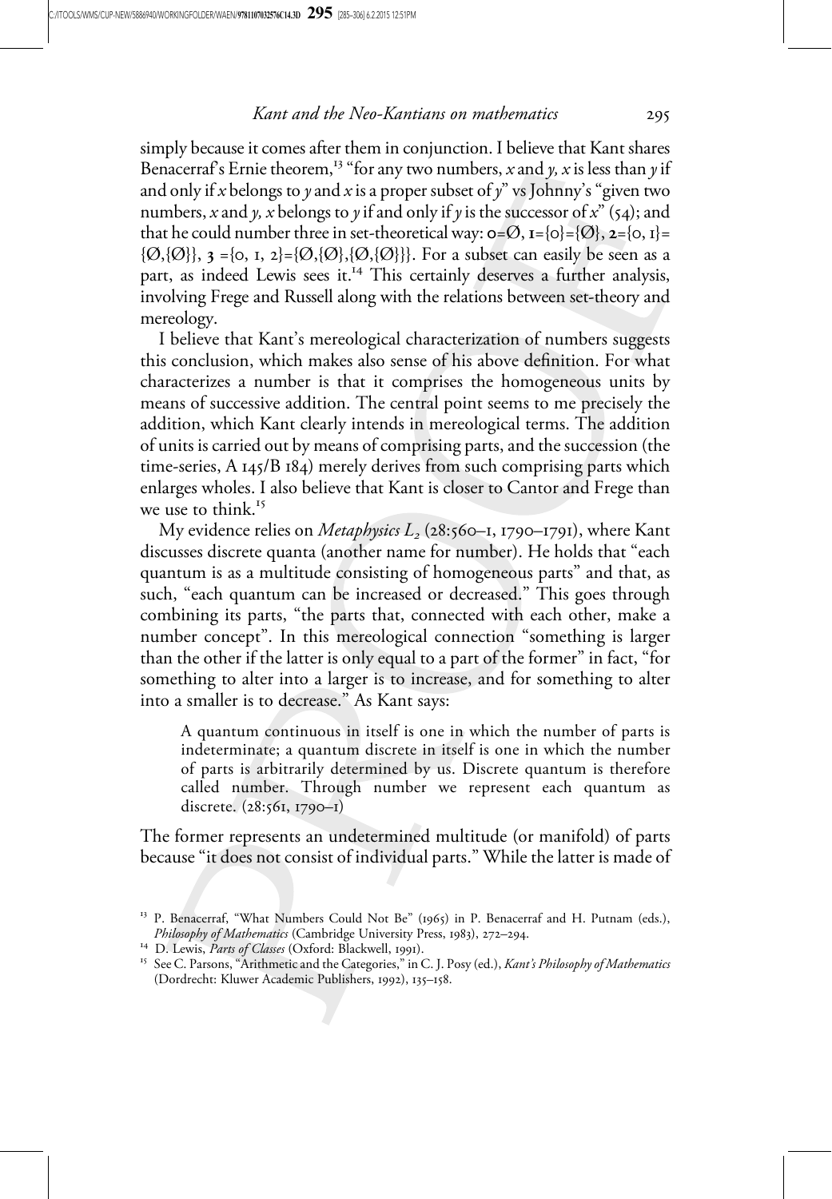simply because it comes after them in conjunction. I believe that Kant shares Benacerraf's Ernie theorem,[13] "for any two numbers, $x$ and $y$, $x$ is less than $y$ if and only if $x$ belongs to $y$ and $x$ is a proper subset of $y$" vs Johnny's "given two numbers, $x$ and $y$, $x$ belongs to $y$ if and only if $y$ is the successor of $x$" (54); and that he could number three in set-theoretical way: **0**=$\varnothing$, **1**=$\{0\}=\{\varnothing\}$, **2**=$\{0, 1\}=\{\varnothing,\{\varnothing\}\}$, **3** $=\{0, 1, 2\}=\{\varnothing,\{\varnothing\},\{\varnothing,\{\varnothing\}\}\}$. For a subset can easily be seen as a part, as indeed Lewis sees it.[14] This certainly deserves a further analysis, involving Frege and Russell along with the relations between set-theory and mereology.

I believe that Kant's mereological characterization of numbers suggests this conclusion, which makes also sense of his above definition. For what characterizes a number is that it comprises the homogeneous units by means of successive addition. The central point seems to me precisely the addition, which Kant clearly intends in mereological terms. The addition of units is carried out by means of comprising parts, and the succession (the time-series, A 145/B 184) merely derives from such comprising parts which enlarges wholes. I also believe that Kant is closer to Cantor and Frege than we use to think.[15]

My evidence relies on *Metaphysics $L_2$* (28:560–1, 1790–1791), where Kant discusses discrete quanta (another name for number). He holds that "each quantum is as a multitude consisting of homogeneous parts" and that, as such, "each quantum can be increased or decreased." This goes through combining its parts, "the parts that, connected with each other, make a number concept". In this mereological connection "something is larger than the other if the latter is only equal to a part of the former" in fact, "for something to alter into a larger is to increase, and for something to alter into a smaller is to decrease." As Kant says:

> A quantum continuous in itself is one in which the number of parts is indeterminate; a quantum discrete in itself is one in which the number of parts is arbitrarily determined by us. Discrete quantum is therefore called number. Through number we represent each quantum as discrete. (28:561, 1790–1)

The former represents an undetermined multitude (or manifold) of parts because "it does not consist of individual parts." While the latter is made of

---

[13] P. Benacerraf, "What Numbers Could Not Be" (1965) in P. Benacerraf and H. Putnam (eds.), *Philosophy of Mathematics* (Cambridge University Press, 1983), 272–294.

[14] D. Lewis, *Parts of Classes* (Oxford: Blackwell, 1991).

[15] See C. Parsons, "Arithmetic and the Categories," in C. J. Posy (ed.), *Kant's Philosophy of Mathematics* (Dordrecht: Kluwer Academic Publishers, 1992), 135–158.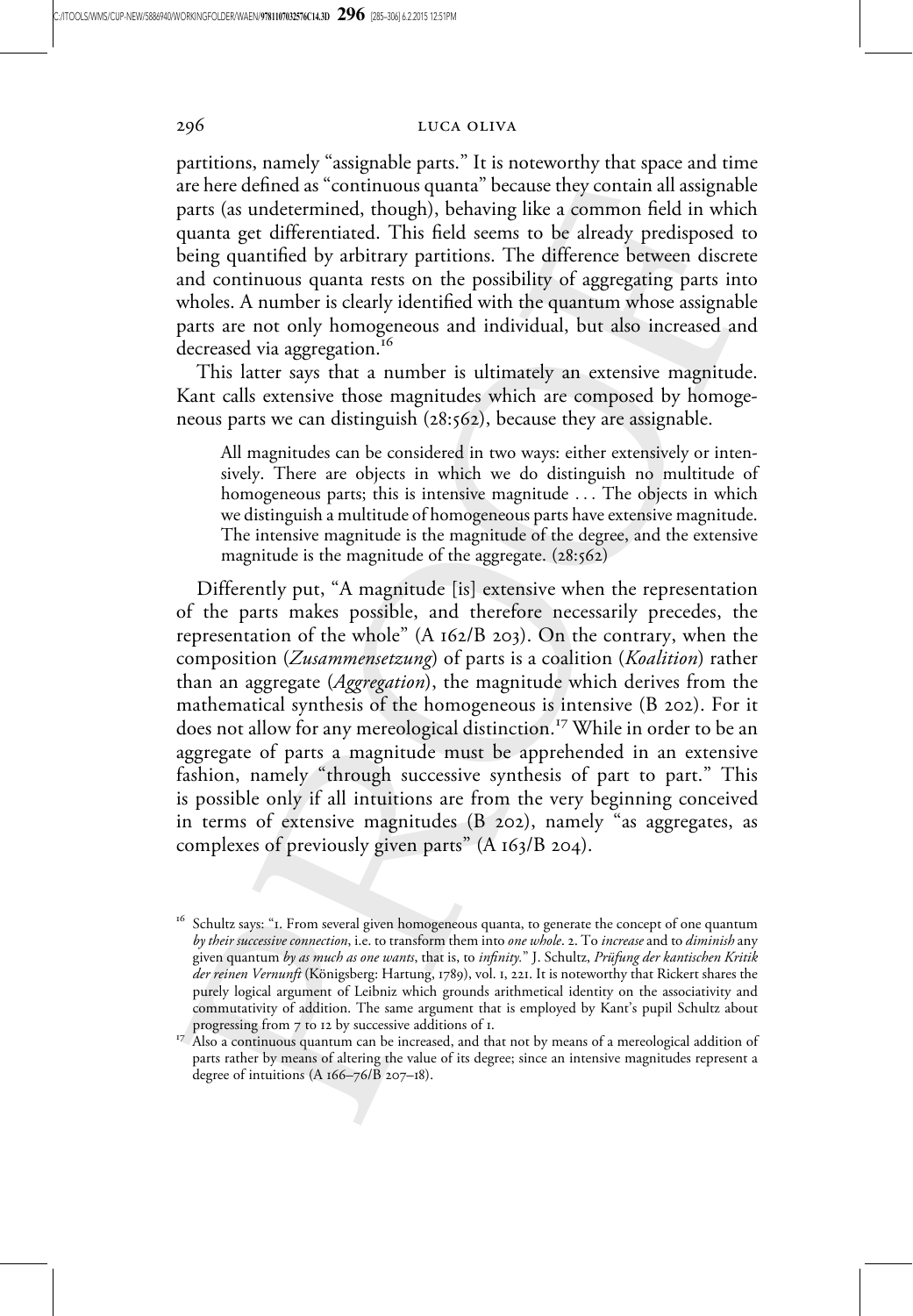partitions, namely "assignable parts." It is noteworthy that space and time are here defined as "continuous quanta" because they contain all assignable parts (as undetermined, though), behaving like a common field in which quanta get differentiated. This field seems to be already predisposed to being quantified by arbitrary partitions. The difference between discrete and continuous quanta rests on the possibility of aggregating parts into wholes. A number is clearly identified with the quantum whose assignable parts are not only homogeneous and individual, but also increased and decreased via aggregation.[16]

This latter says that a number is ultimately an extensive magnitude. Kant calls extensive those magnitudes which are composed by homogeneous parts we can distinguish (28:562), because they are assignable.

> All magnitudes can be considered in two ways: either extensively or intensively. There are objects in which we do distinguish no multitude of homogeneous parts; this is intensive magnitude . . . The objects in which we distinguish a multitude of homogeneous parts have extensive magnitude. The intensive magnitude is the magnitude of the degree, and the extensive magnitude is the magnitude of the aggregate. (28:562)

Differently put, "A magnitude [is] extensive when the representation of the parts makes possible, and therefore necessarily precedes, the representation of the whole" (A 162/B 203). On the contrary, when the composition (*Zusammensetzung*) of parts is a coalition (*Koalition*) rather than an aggregate (*Aggregation*), the magnitude which derives from the mathematical synthesis of the homogeneous is intensive (B 202). For it does not allow for any mereological distinction.[17] While in order to be an aggregate of parts a magnitude must be apprehended in an extensive fashion, namely "through successive synthesis of part to part." This is possible only if all intuitions are from the very beginning conceived in terms of extensive magnitudes (B 202), namely "as aggregates, as complexes of previously given parts" (A 163/B 204).

---

[16] Schultz says: "1. From several given homogeneous quanta, to generate the concept of one quantum *by their successive connection*, i.e. to transform them into *one whole*. 2. To *increase* and to *diminish* any given quantum *by as much as one wants*, that is, to *infinity*." J. Schultz, *Prüfung der kantischen Kritik der reinen Vernunft* (Königsberg: Hartung, 1789), vol. 1, 221. It is noteworthy that Rickert shares the purely logical argument of Leibniz which grounds arithmetical identity on the associativity and commutativity of addition. The same argument that is employed by Kant's pupil Schultz about progressing from 7 to 12 by successive additions of 1.

[17] Also a continuous quantum can be increased, and that not by means of a mereological addition of parts rather by means of altering the value of its degree; since an intensive magnitudes represent a degree of intuitions (A 166–76/B 207–18).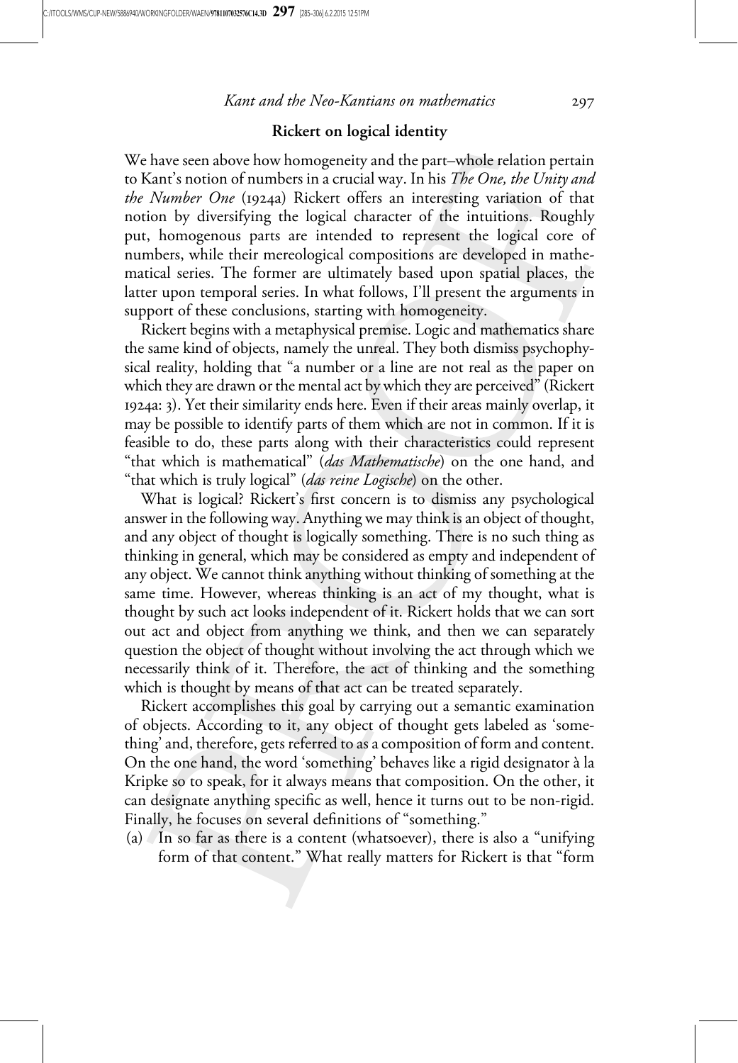## Rickert on logical identity

We have seen above how homogeneity and the part–whole relation pertain to Kant's notion of numbers in a crucial way. In his *The One, the Unity and the Number One* (1924a) Rickert offers an interesting variation of that notion by diversifying the logical character of the intuitions. Roughly put, homogenous parts are intended to represent the logical core of numbers, while their mereological compositions are developed in mathematical series. The former are ultimately based upon spatial places, the latter upon temporal series. In what follows, I'll present the arguments in support of these conclusions, starting with homogeneity.

Rickert begins with a metaphysical premise. Logic and mathematics share the same kind of objects, namely the unreal. They both dismiss psychophysical reality, holding that "a number or a line are not real as the paper on which they are drawn or the mental act by which they are perceived" (Rickert 1924a: 3). Yet their similarity ends here. Even if their areas mainly overlap, it may be possible to identify parts of them which are not in common. If it is feasible to do, these parts along with their characteristics could represent "that which is mathematical" (*das Mathematische*) on the one hand, and "that which is truly logical" (*das reine Logische*) on the other.

What is logical? Rickert's first concern is to dismiss any psychological answer in the following way. Anything we may think is an object of thought, and any object of thought is logically something. There is no such thing as thinking in general, which may be considered as empty and independent of any object. We cannot think anything without thinking of something at the same time. However, whereas thinking is an act of my thought, what is thought by such act looks independent of it. Rickert holds that we can sort out act and object from anything we think, and then we can separately question the object of thought without involving the act through which we necessarily think of it. Therefore, the act of thinking and the something which is thought by means of that act can be treated separately.

Rickert accomplishes this goal by carrying out a semantic examination of objects. According to it, any object of thought gets labeled as 'something' and, therefore, gets referred to as a composition of form and content. On the one hand, the word 'something' behaves like a rigid designator à la Kripke so to speak, for it always means that composition. On the other, it can designate anything specific as well, hence it turns out to be non-rigid. Finally, he focuses on several definitions of "something."

(a) In so far as there is a content (whatsoever), there is also a "unifying form of that content." What really matters for Rickert is that "form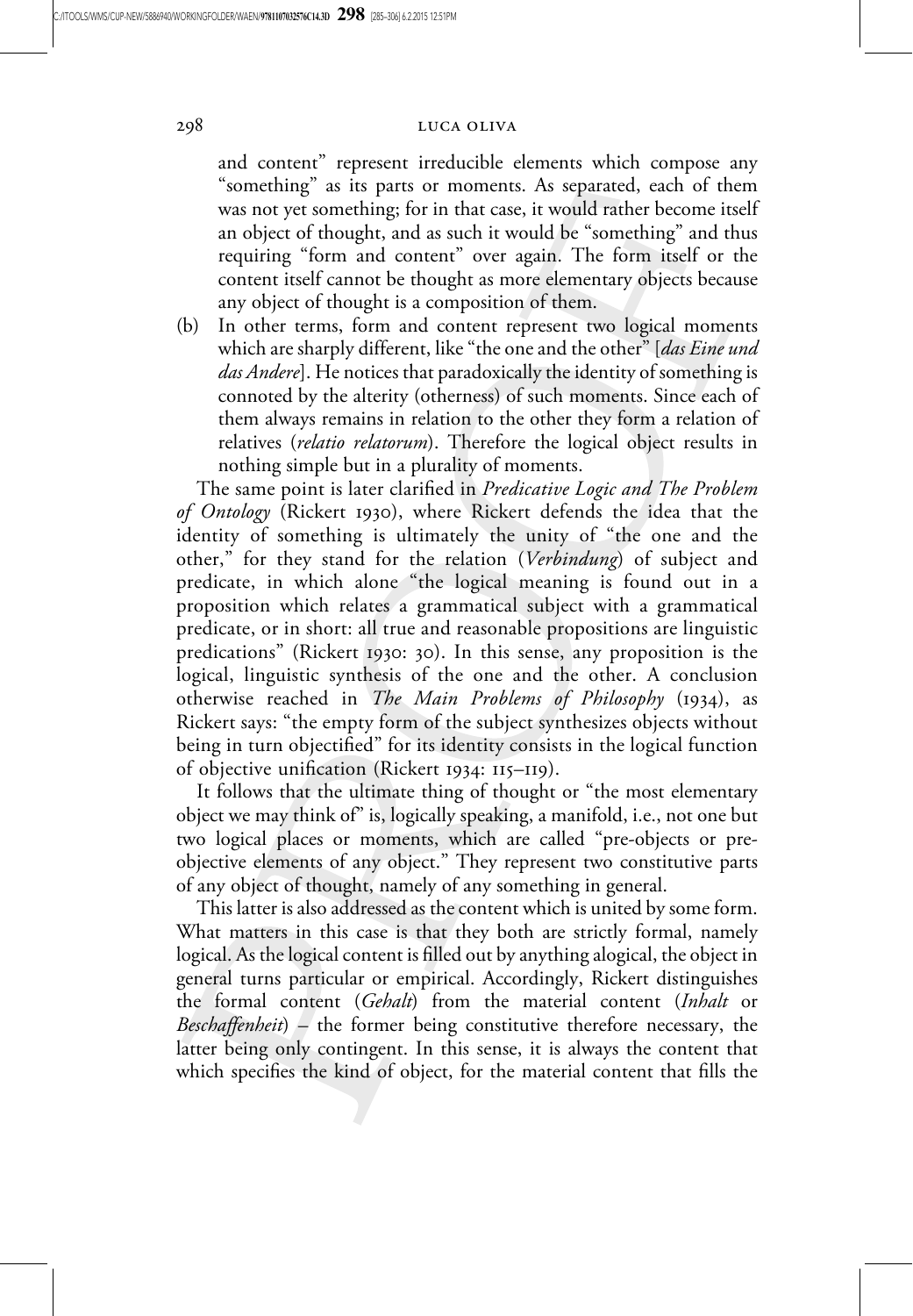and content" represent irreducible elements which compose any "something" as its parts or moments. As separated, each of them was not yet something; for in that case, it would rather become itself an object of thought, and as such it would be "something" and thus requiring "form and content" over again. The form itself or the content itself cannot be thought as more elementary objects because any object of thought is a composition of them.

(b) In other terms, form and content represent two logical moments which are sharply different, like "the one and the other" [*das Eine und das Andere*]. He notices that paradoxically the identity of something is connoted by the alterity (otherness) of such moments. Since each of them always remains in relation to the other they form a relation of relatives (*relatio relatorum*). Therefore the logical object results in nothing simple but in a plurality of moments.

The same point is later clarified in *Predicative Logic and The Problem of Ontology* (Rickert 1930), where Rickert defends the idea that the identity of something is ultimately the unity of "the one and the other," for they stand for the relation (*Verbindung*) of subject and predicate, in which alone "the logical meaning is found out in a proposition which relates a grammatical subject with a grammatical predicate, or in short: all true and reasonable propositions are linguistic predications" (Rickert 1930: 30). In this sense, any proposition is the logical, linguistic synthesis of the one and the other. A conclusion otherwise reached in *The Main Problems of Philosophy* (1934), as Rickert says: "the empty form of the subject synthesizes objects without being in turn objectified" for its identity consists in the logical function of objective unification (Rickert 1934: 115–119).

It follows that the ultimate thing of thought or "the most elementary object we may think of" is, logically speaking, a manifold, i.e., not one but two logical places or moments, which are called "pre-objects or pre-objective elements of any object." They represent two constitutive parts of any object of thought, namely of any something in general.

This latter is also addressed as the content which is united by some form. What matters in this case is that they both are strictly formal, namely logical. As the logical content is filled out by anything alogical, the object in general turns particular or empirical. Accordingly, Rickert distinguishes the formal content (*Gehalt*) from the material content (*Inhalt* or *Beschaffenheit*) – the former being constitutive therefore necessary, the latter being only contingent. In this sense, it is always the content that which specifies the kind of object, for the material content that fills the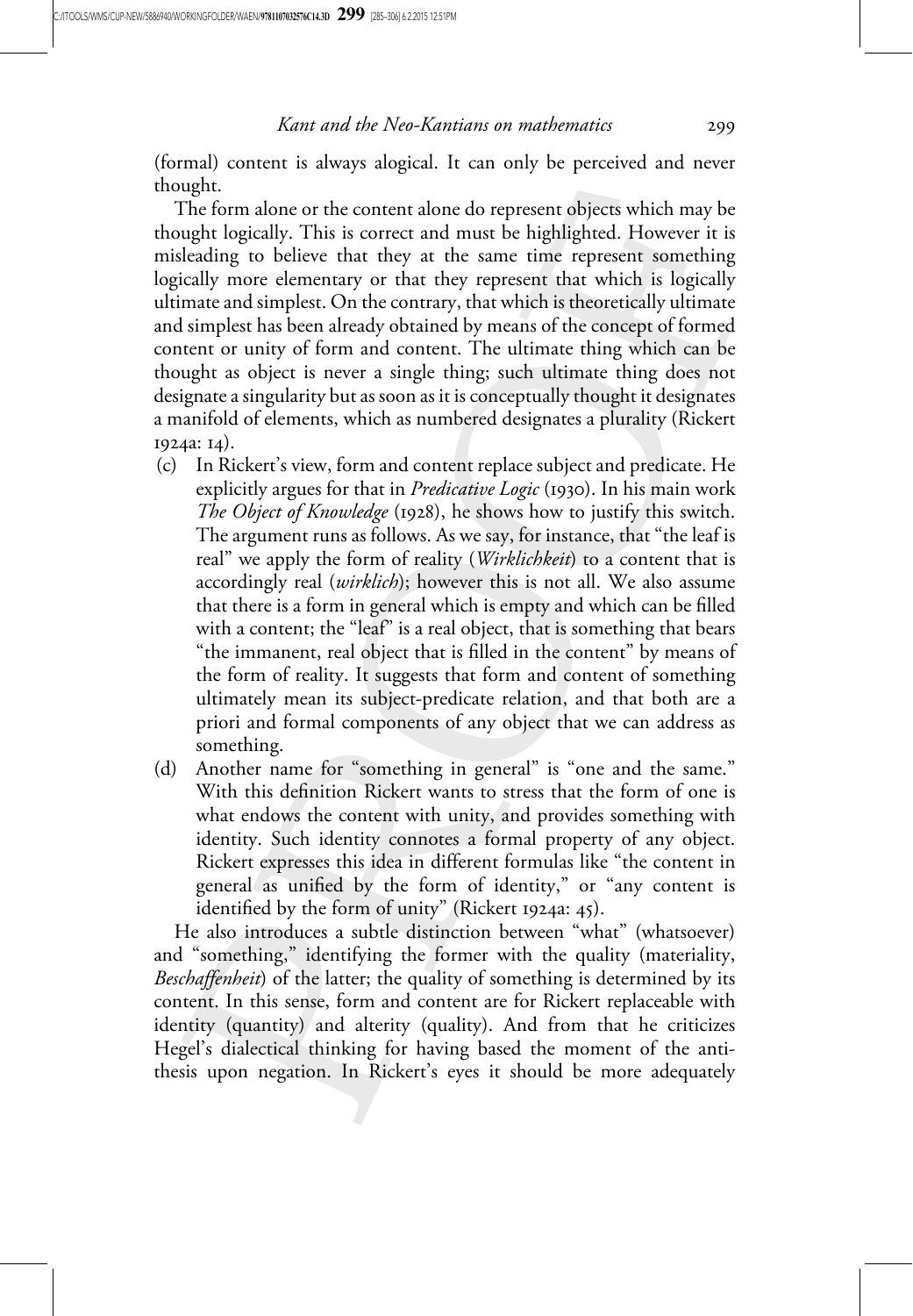(formal) content is always alogical. It can only be perceived and never thought.

The form alone or the content alone do represent objects which may be thought logically. This is correct and must be highlighted. However it is misleading to believe that they at the same time represent something logically more elementary or that they represent that which is logically ultimate and simplest. On the contrary, that which is theoretically ultimate and simplest has been already obtained by means of the concept of formed content or unity of form and content. The ultimate thing which can be thought as object is never a single thing; such ultimate thing does not designate a singularity but as soon as it is conceptually thought it designates a manifold of elements, which as numbered designates a plurality (Rickert 1924a: 14).

(c) In Rickert's view, form and content replace subject and predicate. He explicitly argues for that in *Predicative Logic* (1930). In his main work *The Object of Knowledge* (1928), he shows how to justify this switch. The argument runs as follows. As we say, for instance, that "the leaf is real" we apply the form of reality (*Wirklichkeit*) to a content that is accordingly real (*wirklich*); however this is not all. We also assume that there is a form in general which is empty and which can be filled with a content; the "leaf" is a real object, that is something that bears "the immanent, real object that is filled in the content" by means of the form of reality. It suggests that form and content of something ultimately mean its subject-predicate relation, and that both are a priori and formal components of any object that we can address as something.

(d) Another name for "something in general" is "one and the same." With this definition Rickert wants to stress that the form of one is what endows the content with unity, and provides something with identity. Such identity connotes a formal property of any object. Rickert expresses this idea in different formulas like "the content in general as unified by the form of identity," or "any content is identified by the form of unity" (Rickert 1924a: 45).

He also introduces a subtle distinction between "what" (whatsoever) and "something," identifying the former with the quality (materiality, *Beschaffenheit*) of the latter; the quality of something is determined by its content. In this sense, form and content are for Rickert replaceable with identity (quantity) and alterity (quality). And from that he criticizes Hegel's dialectical thinking for having based the moment of the antithesis upon negation. In Rickert's eyes it should be more adequately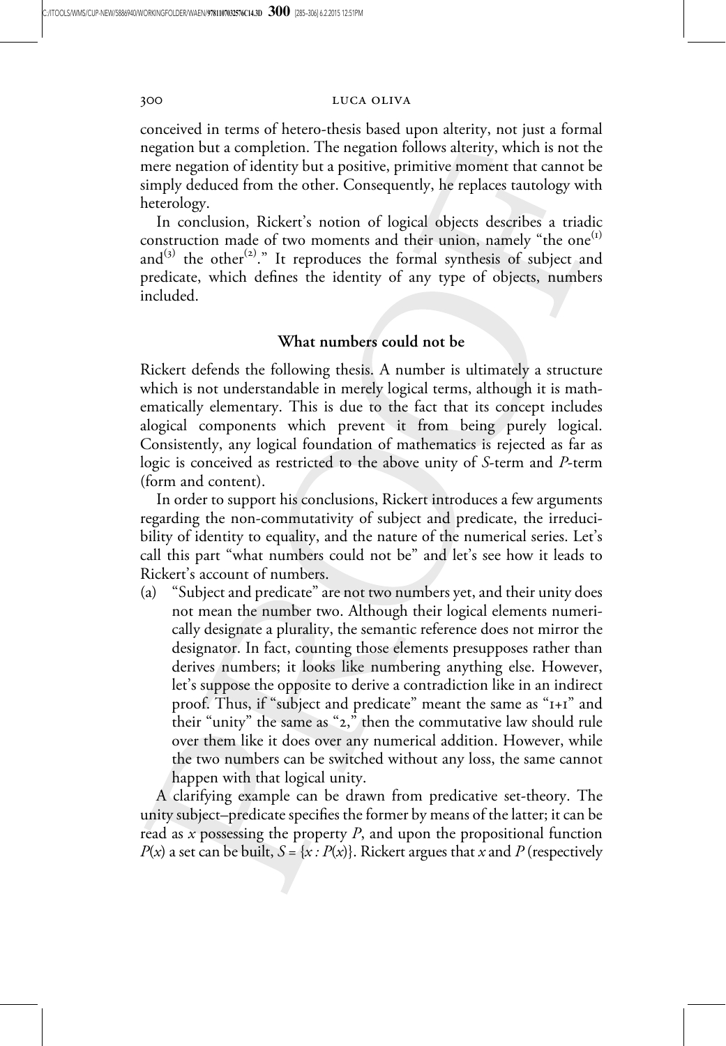conceived in terms of hetero-thesis based upon alterity, not just a formal negation but a completion. The negation follows alterity, which is not the mere negation of identity but a positive, primitive moment that cannot be simply deduced from the other. Consequently, he replaces tautology with heterology.

In conclusion, Rickert's notion of logical objects describes a triadic construction made of two moments and their union, namely "the one$^{(1)}$ and$^{(3)}$ the other$^{(2)}$." It reproduces the formal synthesis of subject and predicate, which defines the identity of any type of objects, numbers included.

## What numbers could not be

Rickert defends the following thesis. A number is ultimately a structure which is not understandable in merely logical terms, although it is mathematically elementary. This is due to the fact that its concept includes alogical components which prevent it from being purely logical. Consistently, any logical foundation of mathematics is rejected as far as logic is conceived as restricted to the above unity of *S*-term and *P*-term (form and content).

In order to support his conclusions, Rickert introduces a few arguments regarding the non-commutativity of subject and predicate, the irreducibility of identity to equality, and the nature of the numerical series. Let's call this part "what numbers could not be" and let's see how it leads to Rickert's account of numbers.

(a) "Subject and predicate" are not two numbers yet, and their unity does not mean the number two. Although their logical elements numerically designate a plurality, the semantic reference does not mirror the designator. In fact, counting those elements presupposes rather than derives numbers; it looks like numbering anything else. However, let's suppose the opposite to derive a contradiction like in an indirect proof. Thus, if "subject and predicate" meant the same as "1+1" and their "unity" the same as "2," then the commutative law should rule over them like it does over any numerical addition. However, while the two numbers can be switched without any loss, the same cannot happen with that logical unity.

A clarifying example can be drawn from predicative set-theory. The unity subject–predicate specifies the former by means of the latter; it can be read as $x$ possessing the property $P$, and upon the propositional function $P(x)$ a set can be built, $S = \{x : P(x)\}$. Rickert argues that $x$ and $P$ (respectively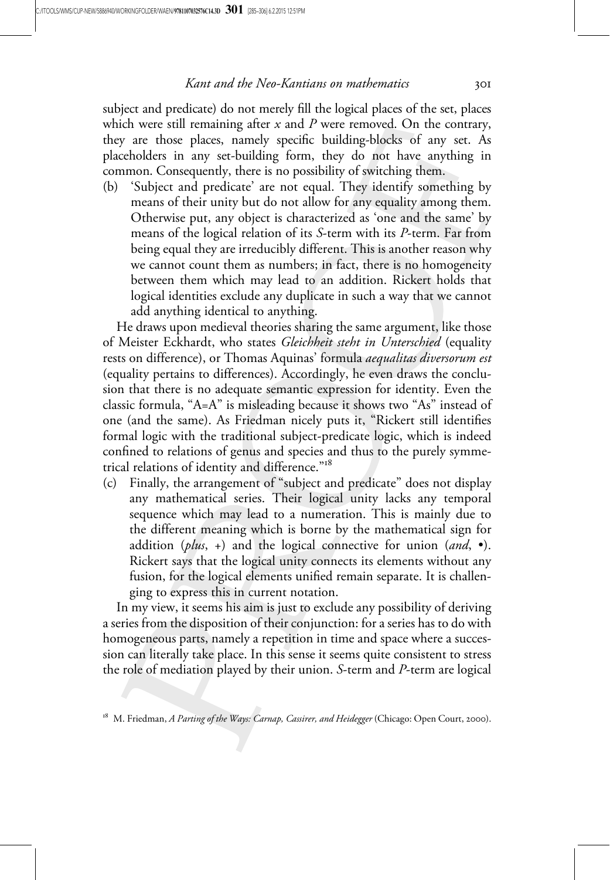subject and predicate) do not merely fill the logical places of the set, places which were still remaining after $x$ and $P$ were removed. On the contrary, they are those places, namely specific building-blocks of any set. As placeholders in any set-building form, they do not have anything in common. Consequently, there is no possibility of switching them.

(b) 'Subject and predicate' are not equal. They identify something by means of their unity but do not allow for any equality among them. Otherwise put, any object is characterized as 'one and the same' by means of the logical relation of its *S*-term with its *P*-term. Far from being equal they are irreducibly different. This is another reason why we cannot count them as numbers; in fact, there is no homogeneity between them which may lead to an addition. Rickert holds that logical identities exclude any duplicate in such a way that we cannot add anything identical to anything.

He draws upon medieval theories sharing the same argument, like those of Meister Eckhardt, who states *Gleichheit steht in Unterschied* (equality rests on difference), or Thomas Aquinas' formula *aequalitas diversorum est* (equality pertains to differences). Accordingly, he even draws the conclusion that there is no adequate semantic expression for identity. Even the classic formula, "A=A" is misleading because it shows two "As" instead of one (and the same). As Friedman nicely puts it, "Rickert still identifies formal logic with the traditional subject-predicate logic, which is indeed confined to relations of genus and species and thus to the purely symmetrical relations of identity and difference."[18]

(c) Finally, the arrangement of "subject and predicate" does not display any mathematical series. Their logical unity lacks any temporal sequence which may lead to a numeration. This is mainly due to the different meaning which is borne by the mathematical sign for addition (*plus*, +) and the logical connective for union (*and*, •). Rickert says that the logical unity connects its elements without any fusion, for the logical elements unified remain separate. It is challenging to express this in current notation.

In my view, it seems his aim is just to exclude any possibility of deriving a series from the disposition of their conjunction: for a series has to do with homogeneous parts, namely a repetition in time and space where a succession can literally take place. In this sense it seems quite consistent to stress the role of mediation played by their union. *S*-term and *P*-term are logical

[18] M. Friedman, *A Parting of the Ways: Carnap, Cassirer, and Heidegger* (Chicago: Open Court, 2000).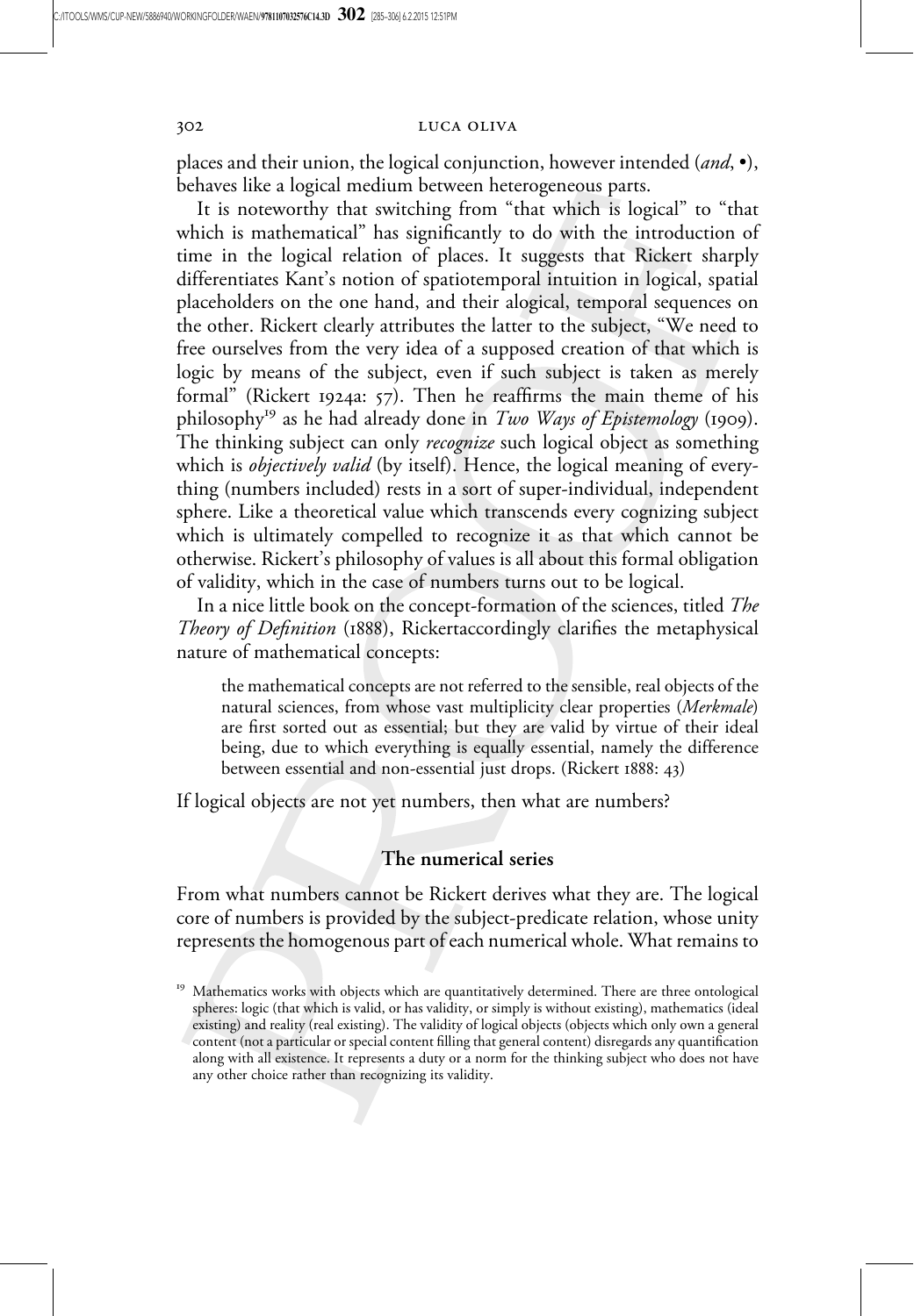places and their union, the logical conjunction, however intended (*and*, •), behaves like a logical medium between heterogeneous parts.

It is noteworthy that switching from "that which is logical" to "that which is mathematical" has significantly to do with the introduction of time in the logical relation of places. It suggests that Rickert sharply differentiates Kant's notion of spatiotemporal intuition in logical, spatial placeholders on the one hand, and their alogical, temporal sequences on the other. Rickert clearly attributes the latter to the subject, "We need to free ourselves from the very idea of a supposed creation of that which is logic by means of the subject, even if such subject is taken as merely formal" (Rickert 1924a: 57). Then he reaffirms the main theme of his philosophy[19] as he had already done in *Two Ways of Epistemology* (1909). The thinking subject can only *recognize* such logical object as something which is *objectively valid* (by itself). Hence, the logical meaning of everything (numbers included) rests in a sort of super-individual, independent sphere. Like a theoretical value which transcends every cognizing subject which is ultimately compelled to recognize it as that which cannot be otherwise. Rickert's philosophy of values is all about this formal obligation of validity, which in the case of numbers turns out to be logical.

In a nice little book on the concept-formation of the sciences, titled *The Theory of Definition* (1888), Rickertaccordingly clarifies the metaphysical nature of mathematical concepts:

> the mathematical concepts are not referred to the sensible, real objects of the natural sciences, from whose vast multiplicity clear properties (*Merkmale*) are first sorted out as essential; but they are valid by virtue of their ideal being, due to which everything is equally essential, namely the difference between essential and non-essential just drops. (Rickert 1888: 43)

If logical objects are not yet numbers, then what are numbers?

## The numerical series

From what numbers cannot be Rickert derives what they are. The logical core of numbers is provided by the subject-predicate relation, whose unity represents the homogenous part of each numerical whole. What remains to

[19] Mathematics works with objects which are quantitatively determined. There are three ontological spheres: logic (that which is valid, or has validity, or simply is without existing), mathematics (ideal existing) and reality (real existing). The validity of logical objects (objects which only own a general content (not a particular or special content filling that general content) disregards any quantification along with all existence. It represents a duty or a norm for the thinking subject who does not have any other choice rather than recognizing its validity.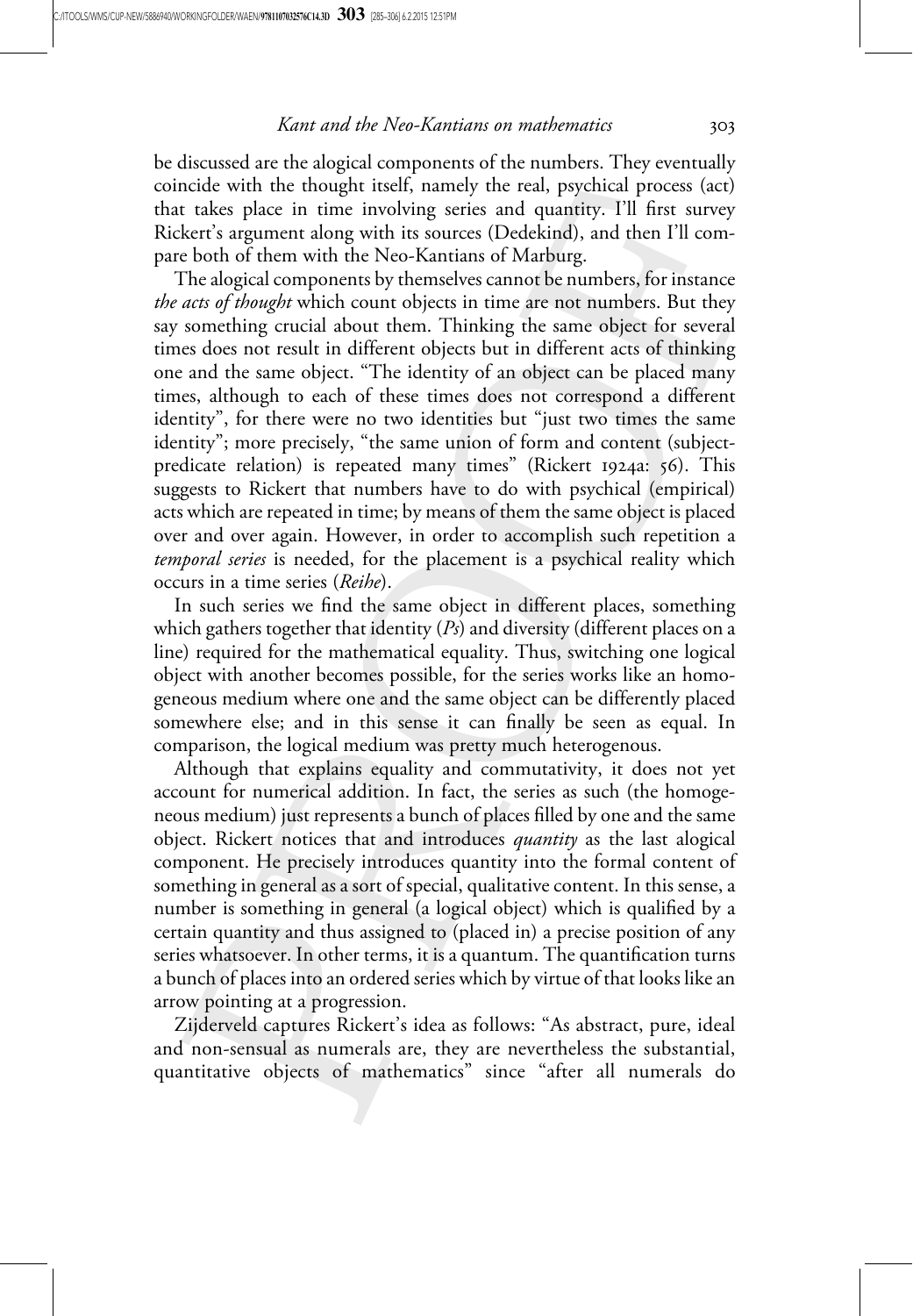be discussed are the alogical components of the numbers. They eventually coincide with the thought itself, namely the real, psychical process (act) that takes place in time involving series and quantity. I'll first survey Rickert's argument along with its sources (Dedekind), and then I'll compare both of them with the Neo-Kantians of Marburg.

The alogical components by themselves cannot be numbers, for instance *the acts of thought* which count objects in time are not numbers. But they say something crucial about them. Thinking the same object for several times does not result in different objects but in different acts of thinking one and the same object. "The identity of an object can be placed many times, although to each of these times does not correspond a different identity", for there were no two identities but "just two times the same identity"; more precisely, "the same union of form and content (subject-predicate relation) is repeated many times" (Rickert 1924a: 56). This suggests to Rickert that numbers have to do with psychical (empirical) acts which are repeated in time; by means of them the same object is placed over and over again. However, in order to accomplish such repetition a *temporal series* is needed, for the placement is a psychical reality which occurs in a time series (*Reihe*).

In such series we find the same object in different places, something which gathers together that identity (*Ps*) and diversity (different places on a line) required for the mathematical equality. Thus, switching one logical object with another becomes possible, for the series works like an homogeneous medium where one and the same object can be differently placed somewhere else; and in this sense it can finally be seen as equal. In comparison, the logical medium was pretty much heterogenous.

Although that explains equality and commutativity, it does not yet account for numerical addition. In fact, the series as such (the homogeneous medium) just represents a bunch of places filled by one and the same object. Rickert notices that and introduces *quantity* as the last alogical component. He precisely introduces quantity into the formal content of something in general as a sort of special, qualitative content. In this sense, a number is something in general (a logical object) which is qualified by a certain quantity and thus assigned to (placed in) a precise position of any series whatsoever. In other terms, it is a quantum. The quantification turns a bunch of places into an ordered series which by virtue of that looks like an arrow pointing at a progression.

Zijderveld captures Rickert's idea as follows: "As abstract, pure, ideal and non-sensual as numerals are, they are nevertheless the substantial, quantitative objects of mathematics" since "after all numerals do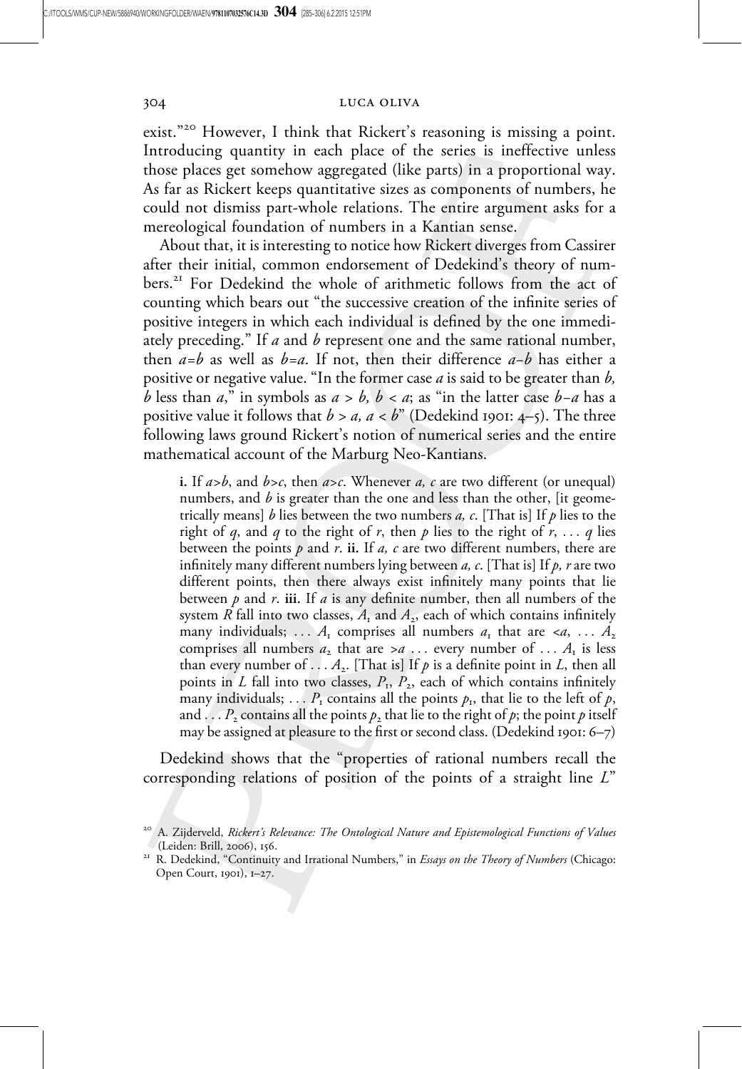exist."[20] However, I think that Rickert's reasoning is missing a point. Introducing quantity in each place of the series is ineffective unless those places get somehow aggregated (like parts) in a proportional way. As far as Rickert keeps quantitative sizes as components of numbers, he could not dismiss part-whole relations. The entire argument asks for a mereological foundation of numbers in a Kantian sense.

About that, it is interesting to notice how Rickert diverges from Cassirer after their initial, common endorsement of Dedekind's theory of numbers.[21] For Dedekind the whole of arithmetic follows from the act of counting which bears out "the successive creation of the infinite series of positive integers in which each individual is defined by the one immediately preceding." If $a$ and $b$ represent one and the same rational number, then $a=b$ as well as $b=a$. If not, then their difference $a-b$ has either a positive or negative value. "In the former case $a$ is said to be greater than $b$, $b$ less than $a$," in symbols as $a > b$, $b < a$; as "in the latter case $b-a$ has a positive value it follows that $b > a$, $a < b$" (Dedekind 1901: 4–5). The three following laws ground Rickert's notion of numerical series and the entire mathematical account of the Marburg Neo-Kantians.

> **i.** If $a>b$, and $b>c$, then $a>c$. Whenever $a$, $c$ are two different (or unequal) numbers, and $b$ is greater than the one and less than the other, [it geometrically means] $b$ lies between the two numbers $a$, $c$. [That is] If $p$ lies to the right of $q$, and $q$ to the right of $r$, then $p$ lies to the right of $r$, ... $q$ lies between the points $p$ and $r$. **ii.** If $a$, $c$ are two different numbers, there are infinitely many different numbers lying between $a$, $c$. [That is] If $p$, $r$ are two different points, then there always exist infinitely many points that lie between $p$ and $r$. **iii.** If $a$ is any definite number, then all numbers of the system $R$ fall into two classes, $A_1$ and $A_2$, each of which contains infinitely many individuals; ... $A_1$ comprises all numbers $a_1$ that are $<a$, ... $A_2$ comprises all numbers $a_2$ that are $>a$ ... every number of ... $A_1$ is less than every number of ... $A_2$. [That is] If $p$ is a definite point in $L$, then all points in $L$ fall into two classes, $P_1$, $P_2$, each of which contains infinitely many individuals; ... $P_1$ contains all the points $p_1$, that lie to the left of $p$, and ... $P_2$ contains all the points $p_2$ that lie to the right of $p$; the point $p$ itself may be assigned at pleasure to the first or second class. (Dedekind 1901: 6–7)

Dedekind shows that the "properties of rational numbers recall the corresponding relations of position of the points of a straight line $L$"

---

[20] A. Zijderveld, *Rickert's Relevance: The Ontological Nature and Epistemological Functions of Values* (Leiden: Brill, 2006), 156.

[21] R. Dedekind, "Continuity and Irrational Numbers," in *Essays on the Theory of Numbers* (Chicago: Open Court, 1901), 1–27.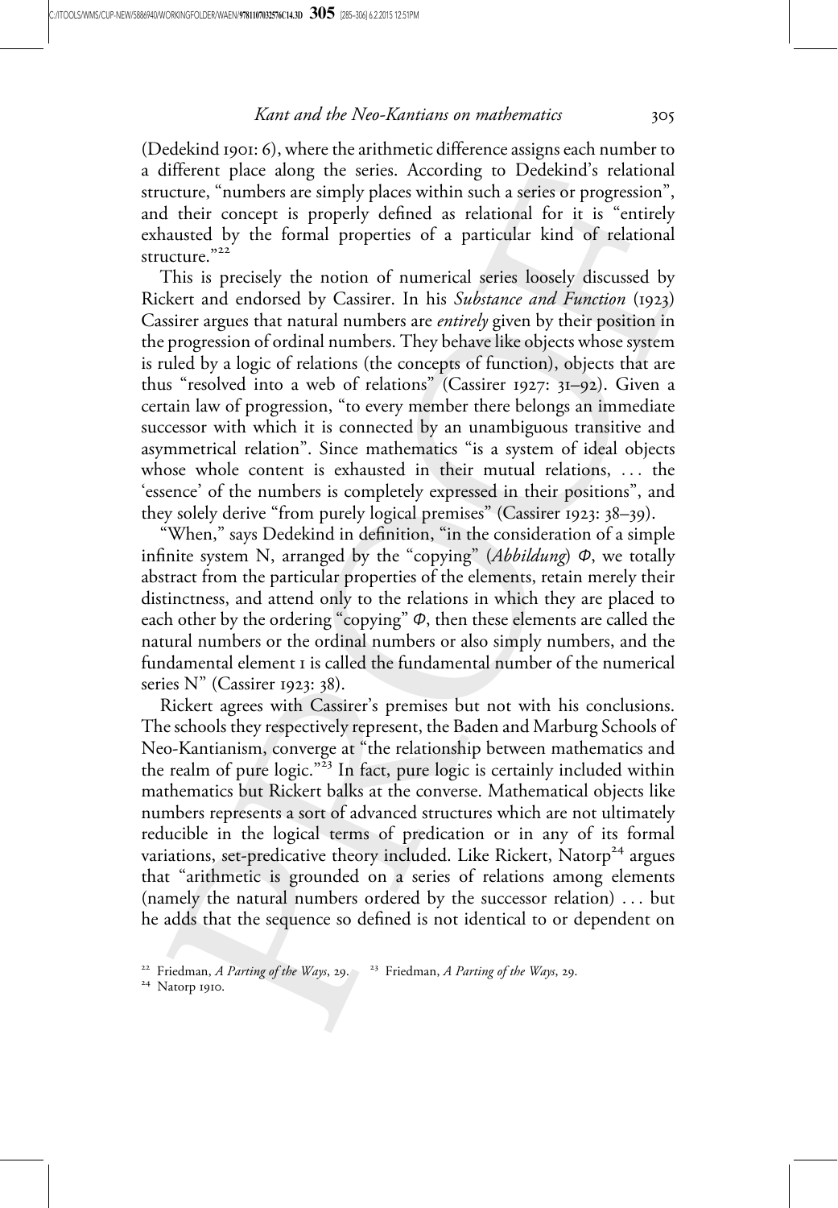(Dedekind 1901: 6), where the arithmetic difference assigns each number to a different place along the series. According to Dedekind's relational structure, "numbers are simply places within such a series or progression", and their concept is properly defined as relational for it is "entirely exhausted by the formal properties of a particular kind of relational structure."[22]

This is precisely the notion of numerical series loosely discussed by Rickert and endorsed by Cassirer. In his *Substance and Function* (1923) Cassirer argues that natural numbers are *entirely* given by their position in the progression of ordinal numbers. They behave like objects whose system is ruled by a logic of relations (the concepts of function), objects that are thus "resolved into a web of relations" (Cassirer 1927: 31–92). Given a certain law of progression, "to every member there belongs an immediate successor with which it is connected by an unambiguous transitive and asymmetrical relation". Since mathematics "is a system of ideal objects whose whole content is exhausted in their mutual relations, ... the 'essence' of the numbers is completely expressed in their positions", and they solely derive "from purely logical premises" (Cassirer 1923: 38–39).

"When," says Dedekind in definition, "in the consideration of a simple infinite system N, arranged by the "copying" (*Abbildung*) $\Phi$, we totally abstract from the particular properties of the elements, retain merely their distinctness, and attend only to the relations in which they are placed to each other by the ordering "copying" $\Phi$, then these elements are called the natural numbers or the ordinal numbers or also simply numbers, and the fundamental element 1 is called the fundamental number of the numerical series N" (Cassirer 1923: 38).

Rickert agrees with Cassirer's premises but not with his conclusions. The schools they respectively represent, the Baden and Marburg Schools of Neo-Kantianism, converge at "the relationship between mathematics and the realm of pure logic."[23] In fact, pure logic is certainly included within mathematics but Rickert balks at the converse. Mathematical objects like numbers represents a sort of advanced structures which are not ultimately reducible in the logical terms of predication or in any of its formal variations, set-predicative theory included. Like Rickert, Natorp[24] argues that "arithmetic is grounded on a series of relations among elements (namely the natural numbers ordered by the successor relation) ... but he adds that the sequence so defined is not identical to or dependent on

[22] Friedman, *A Parting of the Ways*, 29. [23] Friedman, *A Parting of the Ways*, 29.

[24] Natorp 1910.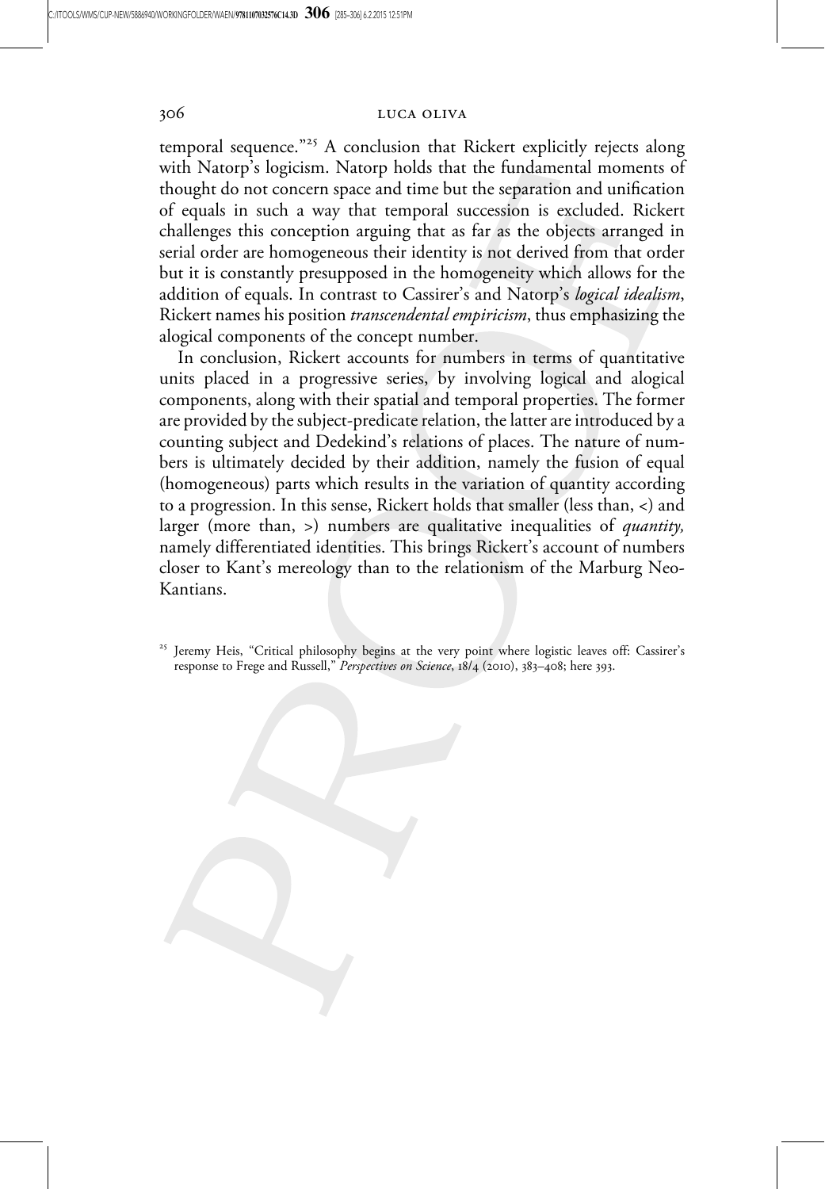temporal sequence."[25] A conclusion that Rickert explicitly rejects along with Natorp's logicism. Natorp holds that the fundamental moments of thought do not concern space and time but the separation and unification of equals in such a way that temporal succession is excluded. Rickert challenges this conception arguing that as far as the objects arranged in serial order are homogeneous their identity is not derived from that order but it is constantly presupposed in the homogeneity which allows for the addition of equals. In contrast to Cassirer's and Natorp's *logical idealism*, Rickert names his position *transcendental empiricism*, thus emphasizing the alogical components of the concept number.

In conclusion, Rickert accounts for numbers in terms of quantitative units placed in a progressive series, by involving logical and alogical components, along with their spatial and temporal properties. The former are provided by the subject-predicate relation, the latter are introduced by a counting subject and Dedekind's relations of places. The nature of numbers is ultimately decided by their addition, namely the fusion of equal (homogeneous) parts which results in the variation of quantity according to a progression. In this sense, Rickert holds that smaller (less than, <) and larger (more than, >) numbers are qualitative inequalities of *quantity*, namely differentiated identities. This brings Rickert's account of numbers closer to Kant's mereology than to the relationism of the Marburg Neo-Kantians.

[25] Jeremy Heis, "Critical philosophy begins at the very point where logistic leaves off: Cassirer's response to Frege and Russell," *Perspectives on Science*, 18/4 (2010), 383–408; here 393.